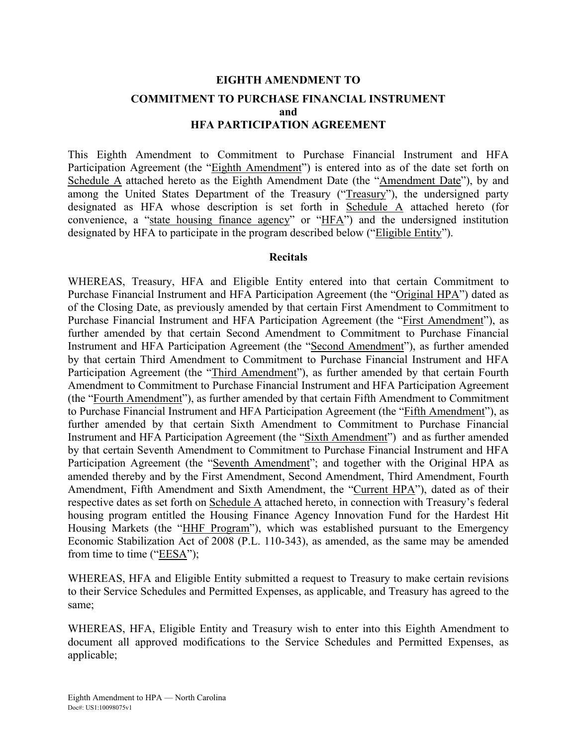# EIGHTH AMENDMENT TO

## COMMITMENT TO PURCHASE FINANCIAL INSTRUMENT
## and
## HFA PARTICIPATION AGREEMENT

This Eighth Amendment to Commitment to Purchase Financial Instrument and HFA Participation Agreement (the "Eighth Amendment") is entered into as of the date set forth on Schedule A attached hereto as the Eighth Amendment Date (the "Amendment Date"), by and among the United States Department of the Treasury ("Treasury"), the undersigned party designated as HFA whose description is set forth in Schedule A attached hereto (for convenience, a "state housing finance agency" or "HFA") and the undersigned institution designated by HFA to participate in the program described below ("Eligible Entity").

### Recitals

WHEREAS, Treasury, HFA and Eligible Entity entered into that certain Commitment to Purchase Financial Instrument and HFA Participation Agreement (the "Original HPA") dated as of the Closing Date, as previously amended by that certain First Amendment to Commitment to Purchase Financial Instrument and HFA Participation Agreement (the "First Amendment"), as further amended by that certain Second Amendment to Commitment to Purchase Financial Instrument and HFA Participation Agreement (the "Second Amendment"), as further amended by that certain Third Amendment to Commitment to Purchase Financial Instrument and HFA Participation Agreement (the "Third Amendment"), as further amended by that certain Fourth Amendment to Commitment to Purchase Financial Instrument and HFA Participation Agreement (the "Fourth Amendment"), as further amended by that certain Fifth Amendment to Commitment to Purchase Financial Instrument and HFA Participation Agreement (the "Fifth Amendment"), as further amended by that certain Sixth Amendment to Commitment to Purchase Financial Instrument and HFA Participation Agreement (the "Sixth Amendment") and as further amended by that certain Seventh Amendment to Commitment to Purchase Financial Instrument and HFA Participation Agreement (the "Seventh Amendment"; and together with the Original HPA as amended thereby and by the First Amendment, Second Amendment, Third Amendment, Fourth Amendment, Fifth Amendment and Sixth Amendment, the "Current HPA"), dated as of their respective dates as set forth on Schedule A attached hereto, in connection with Treasury's federal housing program entitled the Housing Finance Agency Innovation Fund for the Hardest Hit Housing Markets (the "HHF Program"), which was established pursuant to the Emergency Economic Stabilization Act of 2008 (P.L. 110-343), as amended, as the same may be amended from time to time ("EESA");

WHEREAS, HFA and Eligible Entity submitted a request to Treasury to make certain revisions to their Service Schedules and Permitted Expenses, as applicable, and Treasury has agreed to the same;

WHEREAS, HFA, Eligible Entity and Treasury wish to enter into this Eighth Amendment to document all approved modifications to the Service Schedules and Permitted Expenses, as applicable;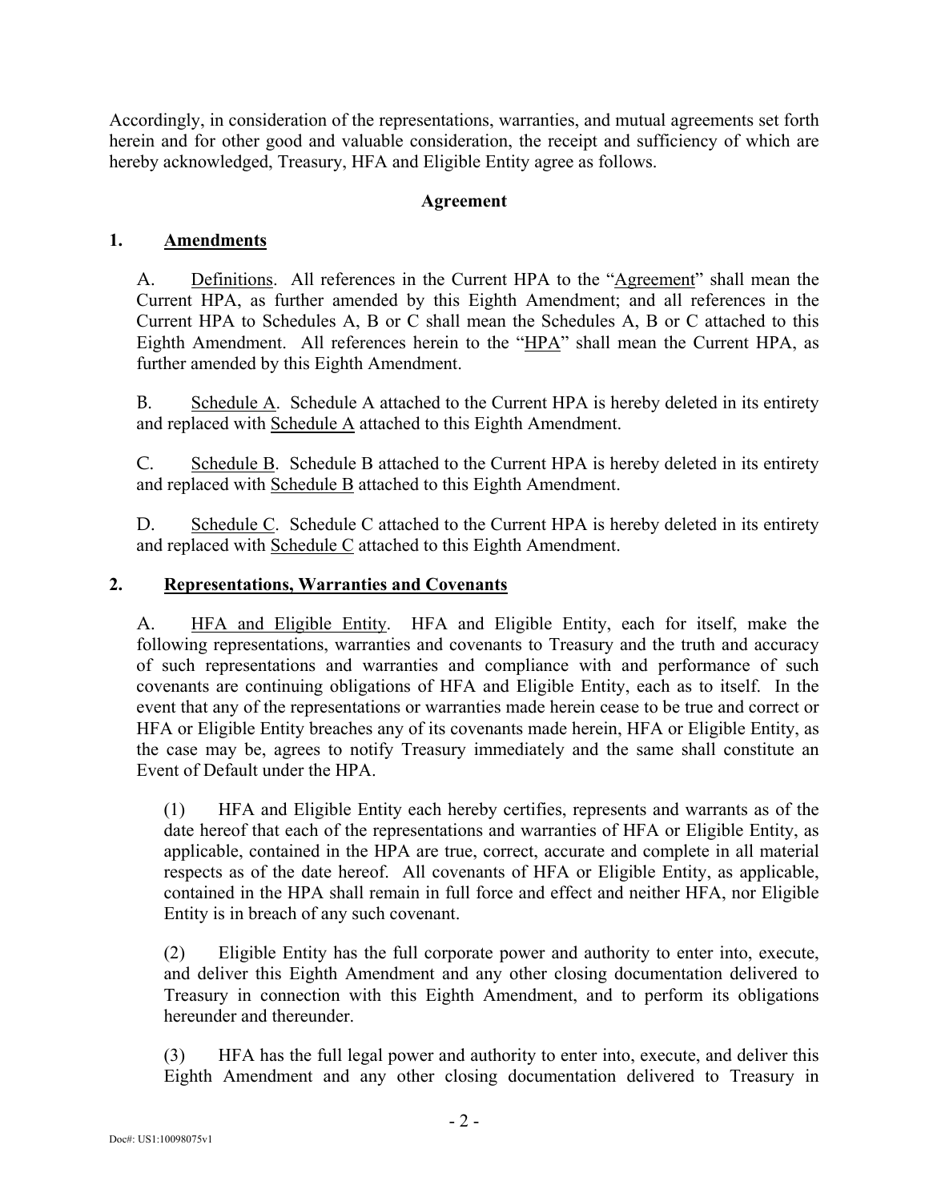Accordingly, in consideration of the representations, warranties, and mutual agreements set forth herein and for other good and valuable consideration, the receipt and sufficiency of which are hereby acknowledged, Treasury, HFA and Eligible Entity agree as follows.

**Agreement**

## 1. Amendments

A. Definitions. All references in the Current HPA to the "Agreement" shall mean the Current HPA, as further amended by this Eighth Amendment; and all references in the Current HPA to Schedules A, B or C shall mean the Schedules A, B or C attached to this Eighth Amendment. All references herein to the "HPA" shall mean the Current HPA, as further amended by this Eighth Amendment.

B. Schedule A. Schedule A attached to the Current HPA is hereby deleted in its entirety and replaced with Schedule A attached to this Eighth Amendment.

C. Schedule B. Schedule B attached to the Current HPA is hereby deleted in its entirety and replaced with Schedule B attached to this Eighth Amendment.

D. Schedule C. Schedule C attached to the Current HPA is hereby deleted in its entirety and replaced with Schedule C attached to this Eighth Amendment.

## 2. Representations, Warranties and Covenants

A. HFA and Eligible Entity. HFA and Eligible Entity, each for itself, make the following representations, warranties and covenants to Treasury and the truth and accuracy of such representations and warranties and compliance with and performance of such covenants are continuing obligations of HFA and Eligible Entity, each as to itself. In the event that any of the representations or warranties made herein cease to be true and correct or HFA or Eligible Entity breaches any of its covenants made herein, HFA or Eligible Entity, as the case may be, agrees to notify Treasury immediately and the same shall constitute an Event of Default under the HPA.

(1) HFA and Eligible Entity each hereby certifies, represents and warrants as of the date hereof that each of the representations and warranties of HFA or Eligible Entity, as applicable, contained in the HPA are true, correct, accurate and complete in all material respects as of the date hereof. All covenants of HFA or Eligible Entity, as applicable, contained in the HPA shall remain in full force and effect and neither HFA, nor Eligible Entity is in breach of any such covenant.

(2) Eligible Entity has the full corporate power and authority to enter into, execute, and deliver this Eighth Amendment and any other closing documentation delivered to Treasury in connection with this Eighth Amendment, and to perform its obligations hereunder and thereunder.

(3) HFA has the full legal power and authority to enter into, execute, and deliver this Eighth Amendment and any other closing documentation delivered to Treasury in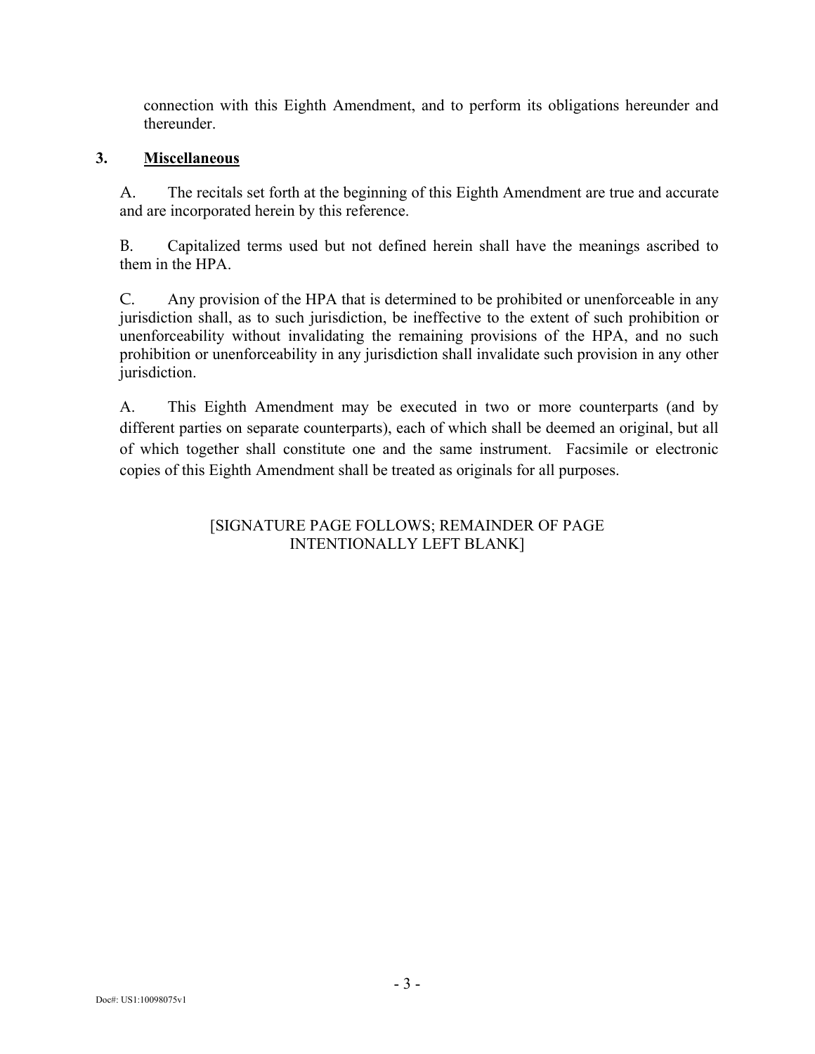connection with this Eighth Amendment, and to perform its obligations hereunder and thereunder.

**3. Miscellaneous**

A. The recitals set forth at the beginning of this Eighth Amendment are true and accurate and are incorporated herein by this reference.

B. Capitalized terms used but not defined herein shall have the meanings ascribed to them in the HPA.

C. Any provision of the HPA that is determined to be prohibited or unenforceable in any jurisdiction shall, as to such jurisdiction, be ineffective to the extent of such prohibition or unenforceability without invalidating the remaining provisions of the HPA, and no such prohibition or unenforceability in any jurisdiction shall invalidate such provision in any other jurisdiction.

A. This Eighth Amendment may be executed in two or more counterparts (and by different parties on separate counterparts), each of which shall be deemed an original, but all of which together shall constitute one and the same instrument. Facsimile or electronic copies of this Eighth Amendment shall be treated as originals for all purposes.

[SIGNATURE PAGE FOLLOWS; REMAINDER OF PAGE INTENTIONALLY LEFT BLANK]

Doc#: US1:10098075v1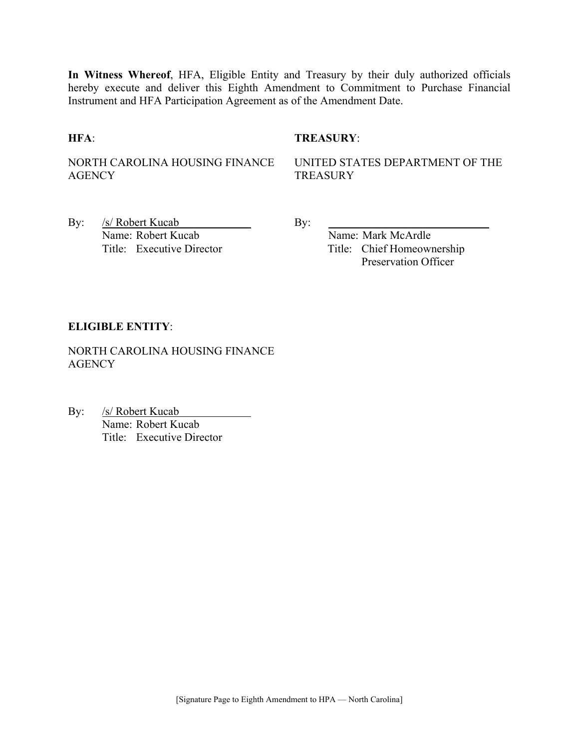**In Witness Whereof**, HFA, Eligible Entity and Treasury by their duly authorized officials hereby execute and deliver this Eighth Amendment to Commitment to Purchase Financial Instrument and HFA Participation Agreement as of the Amendment Date.

**HFA**:

NORTH CAROLINA HOUSING FINANCE AGENCY

By: /s/ Robert Kucab
Name: Robert Kucab
Title: Executive Director

**TREASURY**:

UNITED STATES DEPARTMENT OF THE TREASURY

By: \_\_\_\_\_\_\_\_\_\_\_\_\_\_\_\_\_\_\_\_\_\_\_\_\_\_
Name: Mark McArdle
Title: Chief Homeownership Preservation Officer

**ELIGIBLE ENTITY**:

NORTH CAROLINA HOUSING FINANCE AGENCY

By: /s/ Robert Kucab
Name: Robert Kucab
Title: Executive Director

[Signature Page to Eighth Amendment to HPA — North Carolina]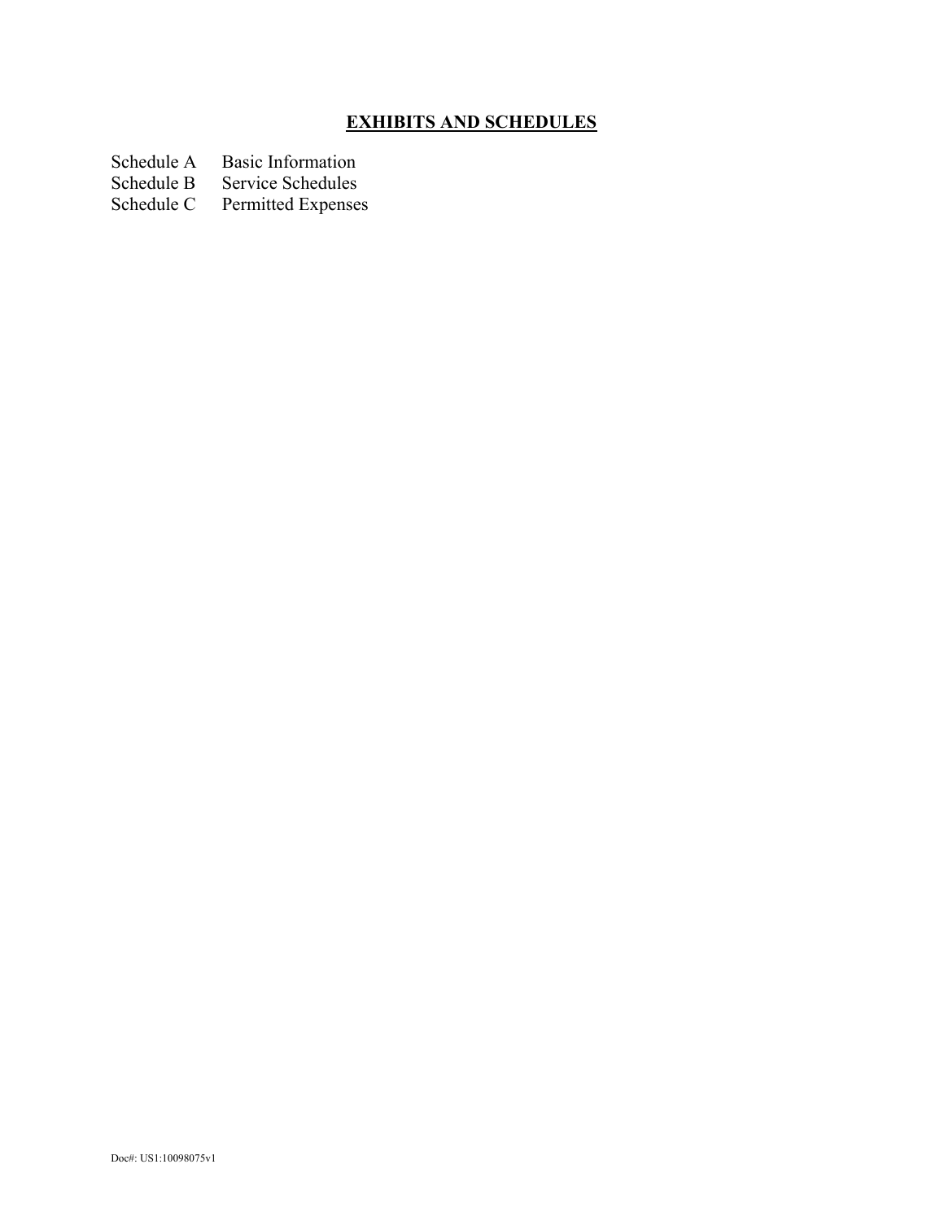## EXHIBITS AND SCHEDULES

| | |
|---|---|
| Schedule A | Basic Information |
| Schedule B | Service Schedules |
| Schedule C | Permitted Expenses |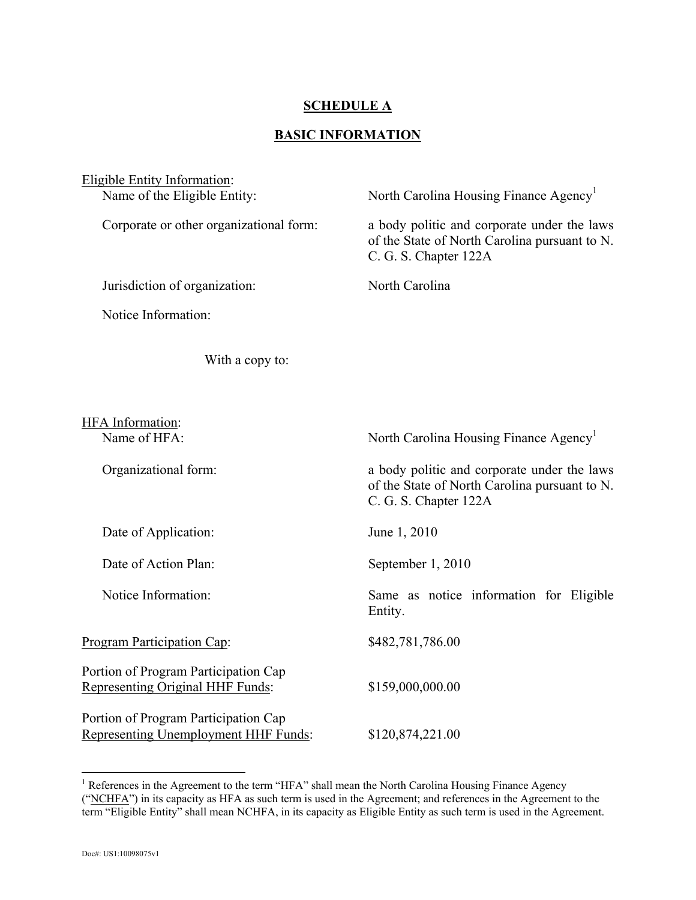# SCHEDULE A

## BASIC INFORMATION

Eligible Entity Information:

| | |
|---|---|
| Name of the Eligible Entity: | North Carolina Housing Finance Agency[1] |
| Corporate or other organizational form: | a body politic and corporate under the laws of the State of North Carolina pursuant to N. C. G. S. Chapter 122A |
| Jurisdiction of organization: | North Carolina |
| Notice Information: | |
| With a copy to: | |

HFA Information:

| | |
|---|---|
| Name of HFA: | North Carolina Housing Finance Agency[1] |
| Organizational form: | a body politic and corporate under the laws of the State of North Carolina pursuant to N. C. G. S. Chapter 122A |
| Date of Application: | June 1, 2010 |
| Date of Action Plan: | September 1, 2010 |
| Notice Information: | Same as notice information for Eligible Entity. |

| | |
|---|---|
| Program Participation Cap: | $482,781,786.00 |
| Portion of Program Participation Cap Representing Original HHF Funds: | $159,000,000.00 |
| Portion of Program Participation Cap Representing Unemployment HHF Funds: | $120,874,221.00 |

[1] References in the Agreement to the term "HFA" shall mean the North Carolina Housing Finance Agency ("NCHFA") in its capacity as HFA as such term is used in the Agreement; and references in the Agreement to the term "Eligible Entity" shall mean NCHFA, in its capacity as Eligible Entity as such term is used in the Agreement.

Doc#: US1:10098075v1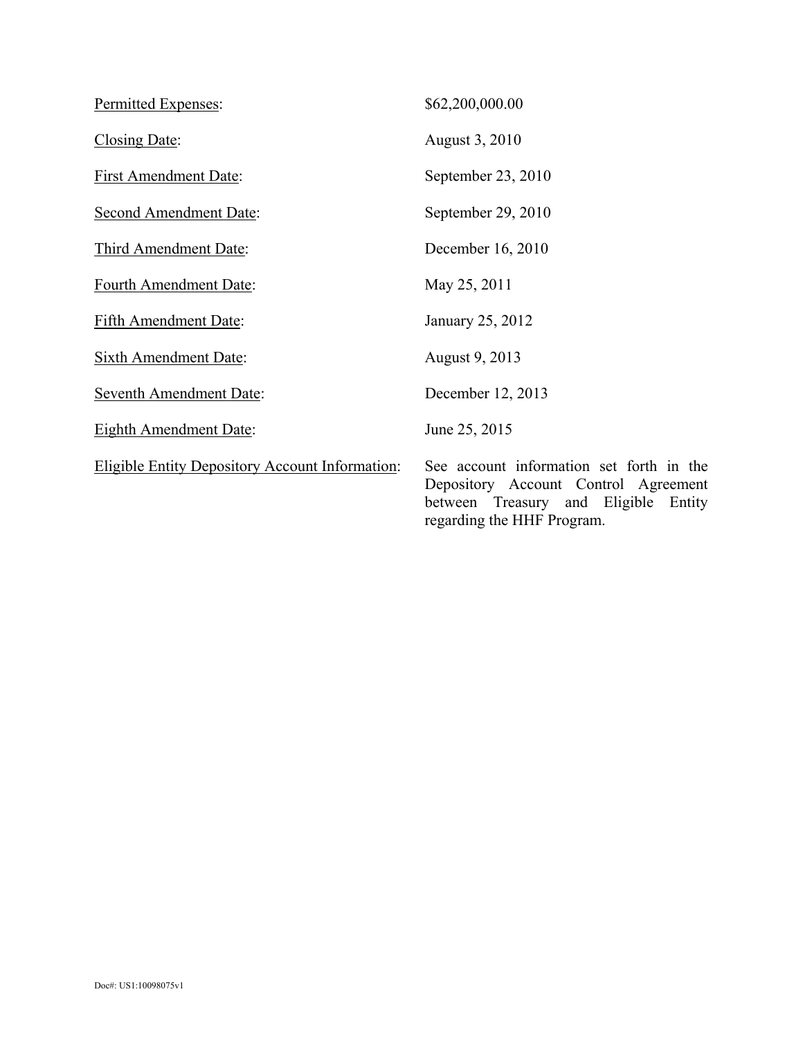| | |
|---|---|
| <u>Permitted Expenses</u>: | $62,200,000.00 |
| <u>Closing Date</u>: | August 3, 2010 |
| <u>First Amendment Date</u>: | September 23, 2010 |
| <u>Second Amendment Date</u>: | September 29, 2010 |
| <u>Third Amendment Date</u>: | December 16, 2010 |
| <u>Fourth Amendment Date</u>: | May 25, 2011 |
| <u>Fifth Amendment Date</u>: | January 25, 2012 |
| <u>Sixth Amendment Date</u>: | August 9, 2013 |
| <u>Seventh Amendment Date</u>: | December 12, 2013 |
| <u>Eighth Amendment Date</u>: | June 25, 2015 |
| <u>Eligible Entity Depository Account Information</u>: | See account information set forth in the Depository Account Control Agreement between Treasury and Eligible Entity regarding the HHF Program. |

Doc#: US1:10098075v1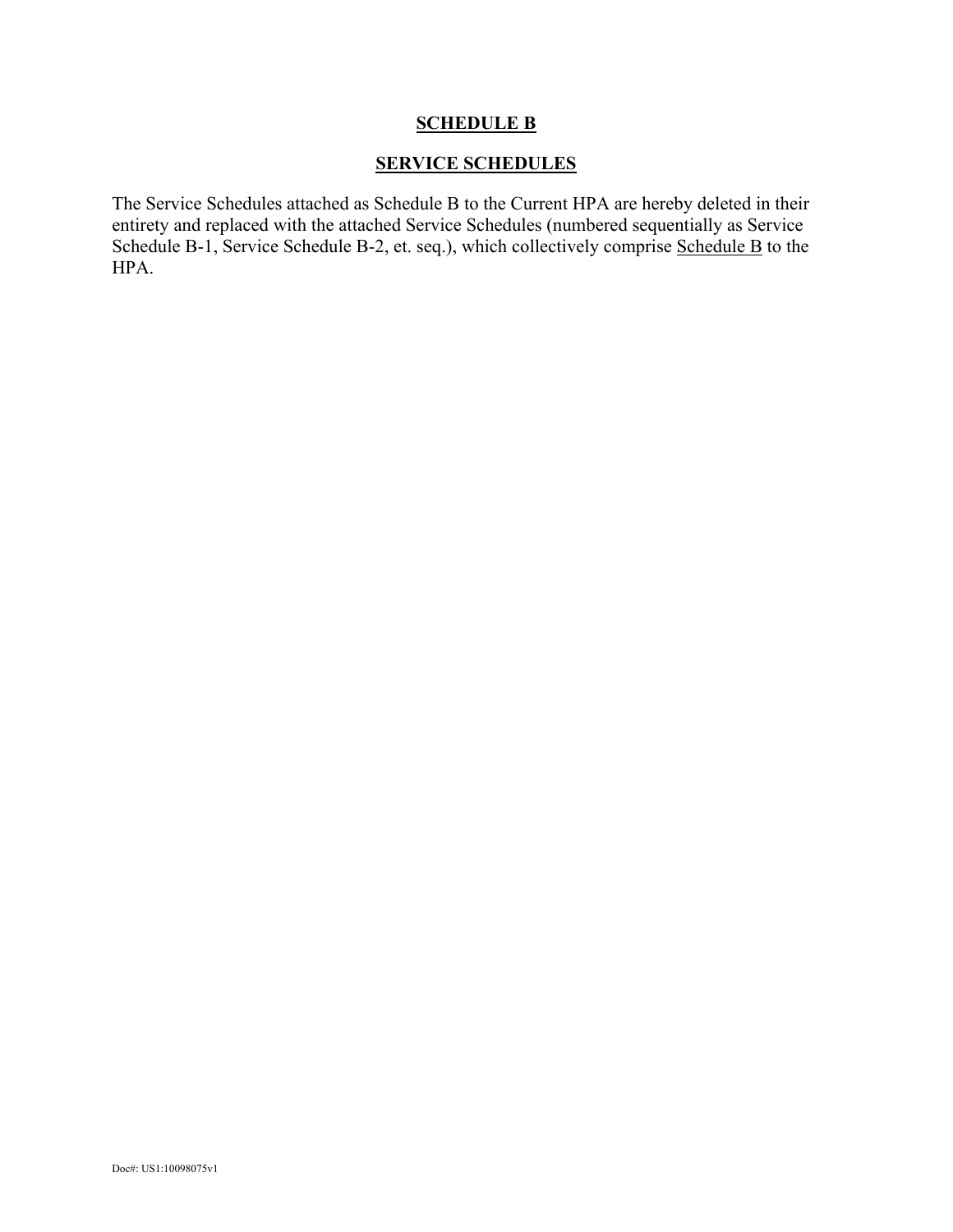**SCHEDULE B**

**SERVICE SCHEDULES**

The Service Schedules attached as Schedule B to the Current HPA are hereby deleted in their entirety and replaced with the attached Service Schedules (numbered sequentially as Service Schedule B-1, Service Schedule B-2, et. seq.), which collectively comprise Schedule B to the HPA.

Doc#: US1:10098075v1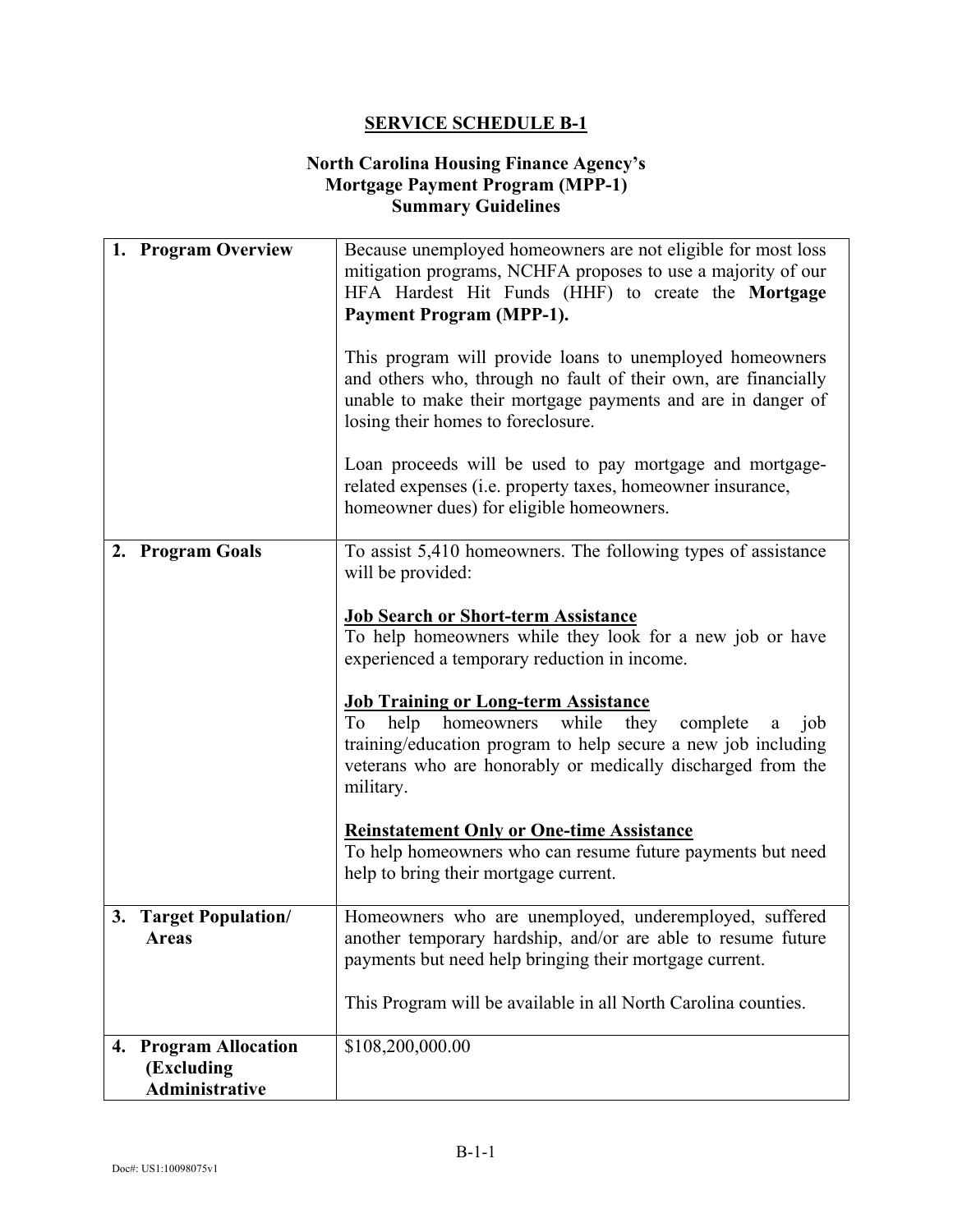**SERVICE SCHEDULE B-1**

**North Carolina Housing Finance Agency's Mortgage Payment Program (MPP-1) Summary Guidelines**

| | |
|---|---|
| **1. Program Overview** | Because unemployed homeowners are not eligible for most loss mitigation programs, NCHFA proposes to use a majority of our HFA Hardest Hit Funds (HHF) to create the **Mortgage Payment Program (MPP-1).**<br><br>This program will provide loans to unemployed homeowners and others who, through no fault of their own, are financially unable to make their mortgage payments and are in danger of losing their homes to foreclosure.<br><br>Loan proceeds will be used to pay mortgage and mortgage-related expenses (i.e. property taxes, homeowner insurance, homeowner dues) for eligible homeowners. |
| **2. Program Goals** | To assist 5,410 homeowners. The following types of assistance will be provided:<br><br>**<u>Job Search or Short-term Assistance</u>**<br>To help homeowners while they look for a new job or have experienced a temporary reduction in income.<br><br>**<u>Job Training or Long-term Assistance</u>**<br>To help homeowners while they complete a job training/education program to help secure a new job including veterans who are honorably or medically discharged from the military.<br><br>**<u>Reinstatement Only or One-time Assistance</u>**<br>To help homeowners who can resume future payments but need help to bring their mortgage current. |
| **3. Target Population/ Areas** | Homeowners who are unemployed, underemployed, suffered another temporary hardship, and/or are able to resume future payments but need help bringing their mortgage current.<br><br>This Program will be available in all North Carolina counties. |
| **4. Program Allocation (Excluding Administrative** | $108,200,000.00 |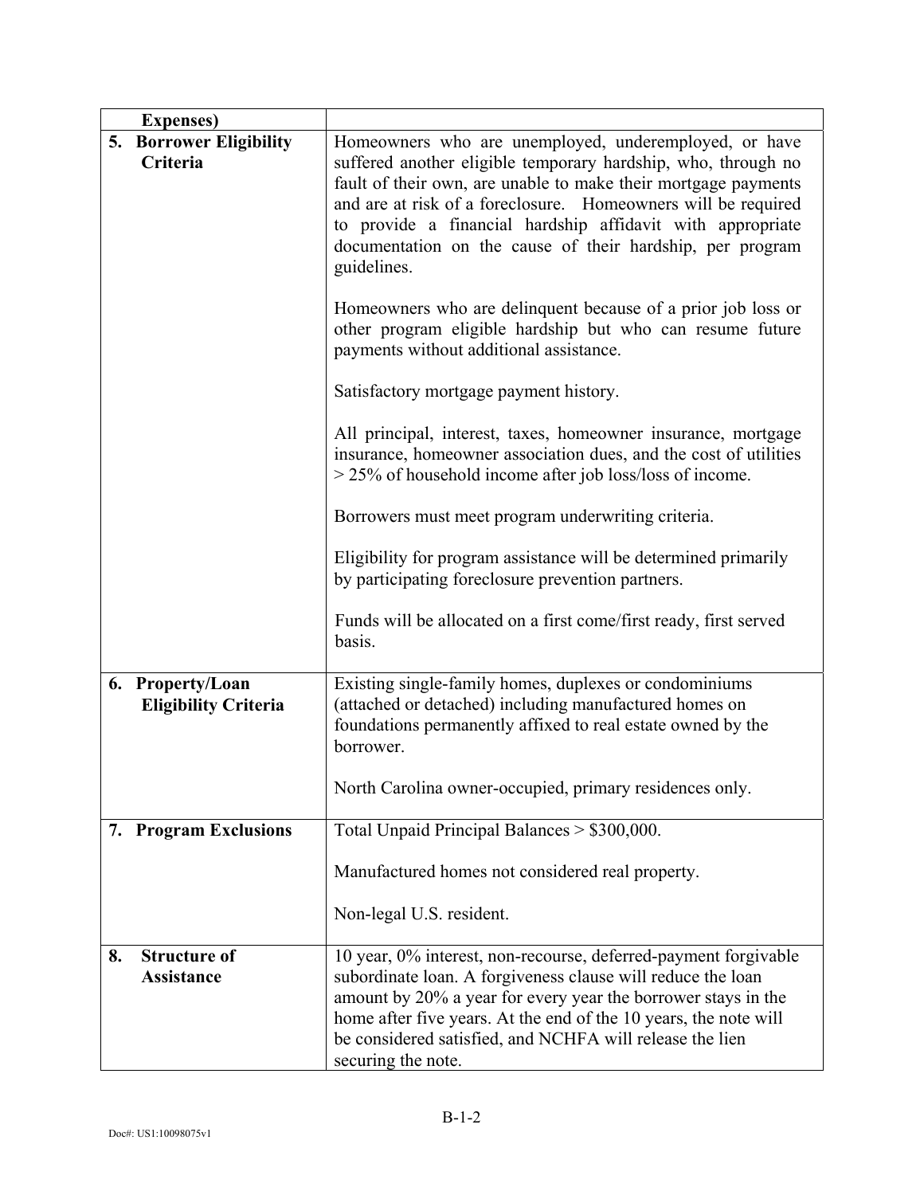| Expenses) | |
|---|---|
| 5. **Borrower Eligibility Criteria** | Homeowners who are unemployed, underemployed, or have suffered another eligible temporary hardship, who, through no fault of their own, are unable to make their mortgage payments and are at risk of a foreclosure. Homeowners will be required to provide a financial hardship affidavit with appropriate documentation on the cause of their hardship, per program guidelines.<br><br>Homeowners who are delinquent because of a prior job loss or other program eligible hardship but who can resume future payments without additional assistance.<br><br>Satisfactory mortgage payment history.<br><br>All principal, interest, taxes, homeowner insurance, mortgage insurance, homeowner association dues, and the cost of utilities > 25% of household income after job loss/loss of income.<br><br>Borrowers must meet program underwriting criteria.<br><br>Eligibility for program assistance will be determined primarily by participating foreclosure prevention partners.<br><br>Funds will be allocated on a first come/first ready, first served basis. |
| 6. **Property/Loan Eligibility Criteria** | Existing single-family homes, duplexes or condominiums (attached or detached) including manufactured homes on foundations permanently affixed to real estate owned by the borrower.<br><br>North Carolina owner-occupied, primary residences only. |
| 7. **Program Exclusions** | Total Unpaid Principal Balances > $300,000.<br><br>Manufactured homes not considered real property.<br><br>Non-legal U.S. resident. |
| 8. **Structure of Assistance** | 10 year, 0% interest, non-recourse, deferred-payment forgivable subordinate loan. A forgiveness clause will reduce the loan amount by 20% a year for every year the borrower stays in the home after five years. At the end of the 10 years, the note will be considered satisfied, and NCHFA will release the lien securing the note. |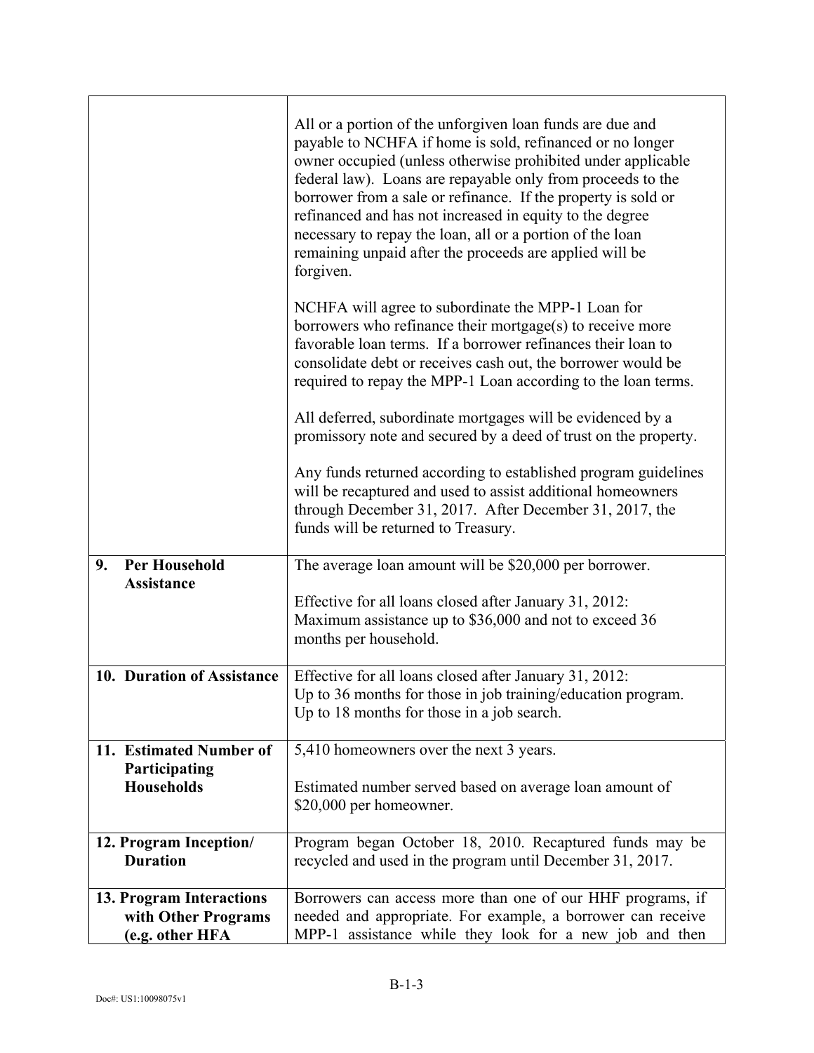| | |
|---|---|
| | All or a portion of the unforgiven loan funds are due and payable to NCHFA if home is sold, refinanced or no longer owner occupied (unless otherwise prohibited under applicable federal law). Loans are repayable only from proceeds to the borrower from a sale or refinance. If the property is sold or refinanced and has not increased in equity to the degree necessary to repay the loan, all or a portion of the loan remaining unpaid after the proceeds are applied will be forgiven.<br><br>NCHFA will agree to subordinate the MPP-1 Loan for borrowers who refinance their mortgage(s) to receive more favorable loan terms. If a borrower refinances their loan to consolidate debt or receives cash out, the borrower would be required to repay the MPP-1 Loan according to the loan terms.<br><br>All deferred, subordinate mortgages will be evidenced by a promissory note and secured by a deed of trust on the property.<br><br>Any funds returned according to established program guidelines will be recaptured and used to assist additional homeowners through December 31, 2017. After December 31, 2017, the funds will be returned to Treasury. |
| **9. Per Household Assistance** | The average loan amount will be $20,000 per borrower.<br><br>Effective for all loans closed after January 31, 2012: Maximum assistance up to $36,000 and not to exceed 36 months per household. |
| **10. Duration of Assistance** | Effective for all loans closed after January 31, 2012:<br>Up to 36 months for those in job training/education program.<br>Up to 18 months for those in a job search. |
| **11. Estimated Number of Participating Households** | 5,410 homeowners over the next 3 years.<br><br>Estimated number served based on average loan amount of $20,000 per homeowner. |
| **12. Program Inception/ Duration** | Program began October 18, 2010. Recaptured funds may be recycled and used in the program until December 31, 2017. |
| **13. Program Interactions with Other Programs (e.g. other HFA** | Borrowers can access more than one of our HHF programs, if needed and appropriate. For example, a borrower can receive MPP-1 assistance while they look for a new job and then |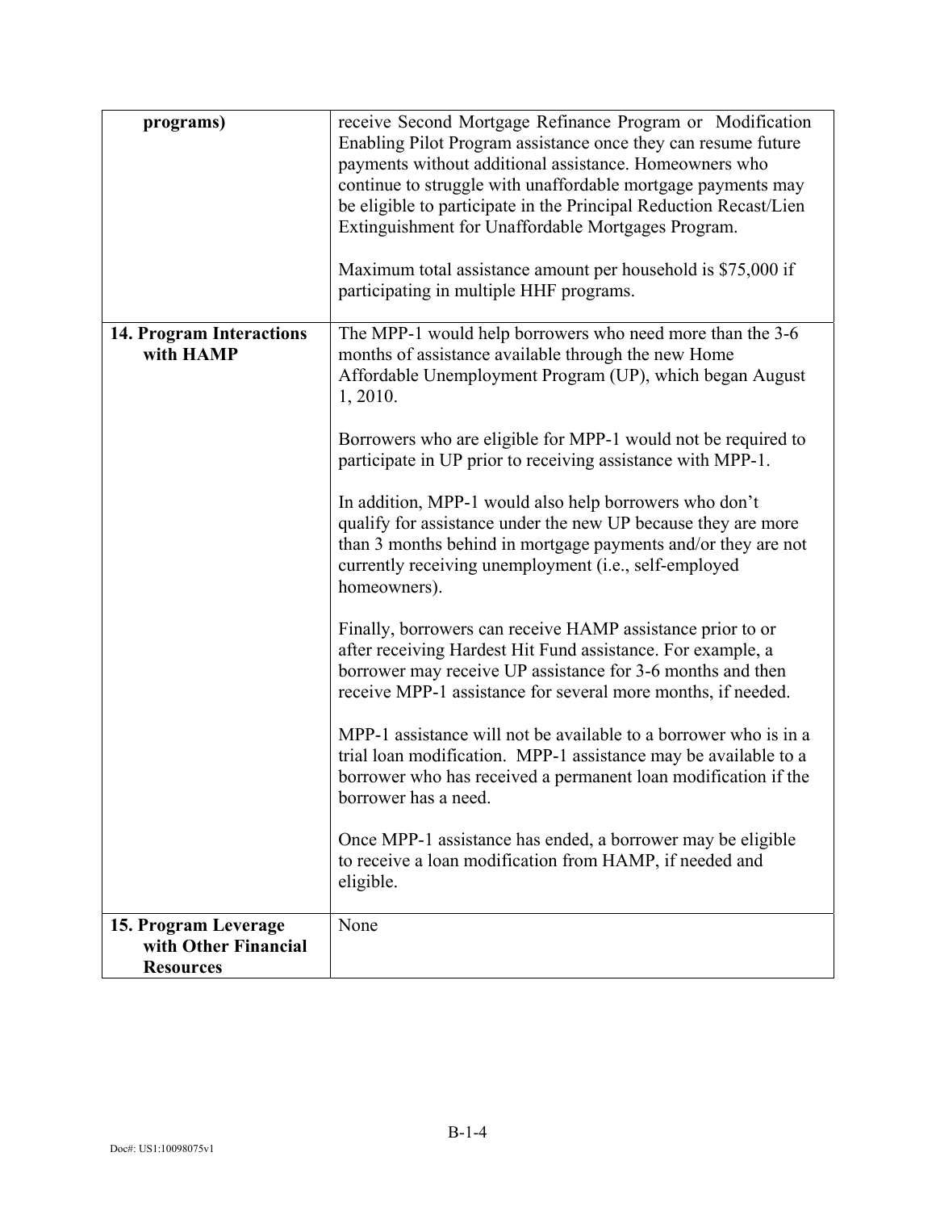| | |
|---|---|
| **programs)** | receive Second Mortgage Refinance Program or Modification Enabling Pilot Program assistance once they can resume future payments without additional assistance. Homeowners who continue to struggle with unaffordable mortgage payments may be eligible to participate in the Principal Reduction Recast/Lien Extinguishment for Unaffordable Mortgages Program.<br><br>Maximum total assistance amount per household is $75,000 if participating in multiple HHF programs. |
| **14. Program Interactions with HAMP** | The MPP-1 would help borrowers who need more than the 3-6 months of assistance available through the new Home Affordable Unemployment Program (UP), which began August 1, 2010.<br><br>Borrowers who are eligible for MPP-1 would not be required to participate in UP prior to receiving assistance with MPP-1.<br><br>In addition, MPP-1 would also help borrowers who don't qualify for assistance under the new UP because they are more than 3 months behind in mortgage payments and/or they are not currently receiving unemployment (i.e., self-employed homeowners).<br><br>Finally, borrowers can receive HAMP assistance prior to or after receiving Hardest Hit Fund assistance. For example, a borrower may receive UP assistance for 3-6 months and then receive MPP-1 assistance for several more months, if needed.<br><br>MPP-1 assistance will not be available to a borrower who is in a trial loan modification. MPP-1 assistance may be available to a borrower who has received a permanent loan modification if the borrower has a need.<br><br>Once MPP-1 assistance has ended, a borrower may be eligible to receive a loan modification from HAMP, if needed and eligible. |
| **15. Program Leverage with Other Financial Resources** | None |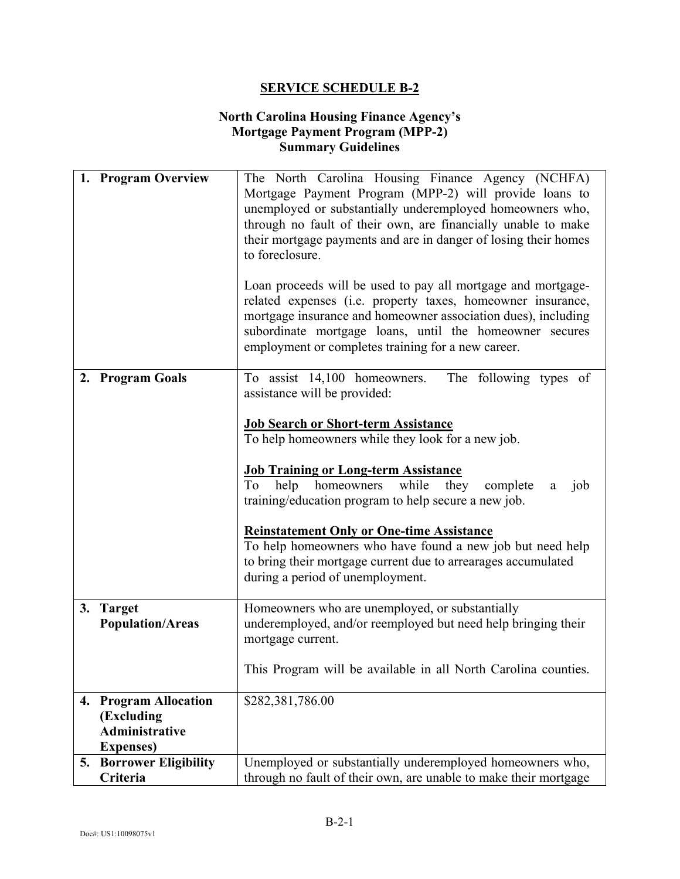## SERVICE SCHEDULE B-2

### North Carolina Housing Finance Agency's Mortgage Payment Program (MPP-2) Summary Guidelines

| | |
|---|---|
| **1. Program Overview** | The North Carolina Housing Finance Agency (NCHFA) Mortgage Payment Program (MPP-2) will provide loans to unemployed or substantially underemployed homeowners who, through no fault of their own, are financially unable to make their mortgage payments and are in danger of losing their homes to foreclosure.<br><br>Loan proceeds will be used to pay all mortgage and mortgage-related expenses (i.e. property taxes, homeowner insurance, mortgage insurance and homeowner association dues), including subordinate mortgage loans, until the homeowner secures employment or completes training for a new career. |
| **2. Program Goals** | To assist 14,100 homeowners. The following types of assistance will be provided:<br><br>**Job Search or Short-term Assistance**<br>To help homeowners while they look for a new job.<br><br>**Job Training or Long-term Assistance**<br>To help homeowners while they complete a job training/education program to help secure a new job.<br><br>**Reinstatement Only or One-time Assistance**<br>To help homeowners who have found a new job but need help to bring their mortgage current due to arrearages accumulated during a period of unemployment. |
| **3. Target Population/Areas** | Homeowners who are unemployed, or substantially underemployed, and/or reemployed but need help bringing their mortgage current.<br><br>This Program will be available in all North Carolina counties. |
| **4. Program Allocation (Excluding Administrative Expenses)** | $282,381,786.00 |
| **5. Borrower Eligibility Criteria** | Unemployed or substantially underemployed homeowners who, through no fault of their own, are unable to make their mortgage |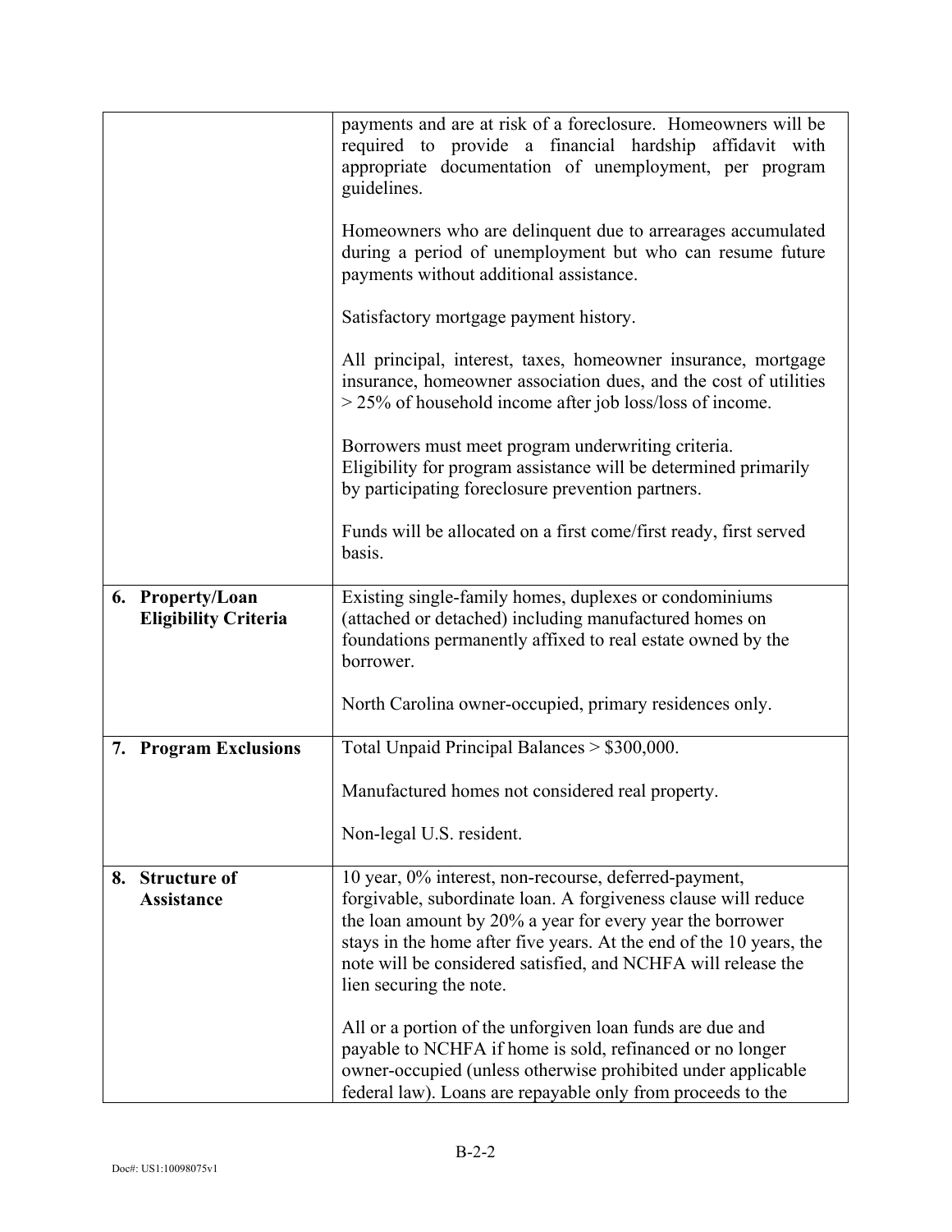| | |
|---|---|
| | payments and are at risk of a foreclosure. Homeowners will be required to provide a financial hardship affidavit with appropriate documentation of unemployment, per program guidelines.<br><br>Homeowners who are delinquent due to arrearages accumulated during a period of unemployment but who can resume future payments without additional assistance.<br><br>Satisfactory mortgage payment history.<br><br>All principal, interest, taxes, homeowner insurance, mortgage insurance, homeowner association dues, and the cost of utilities > 25% of household income after job loss/loss of income.<br><br>Borrowers must meet program underwriting criteria.<br>Eligibility for program assistance will be determined primarily by participating foreclosure prevention partners.<br><br>Funds will be allocated on a first come/first ready, first served basis. |
| **6. Property/Loan Eligibility Criteria** | Existing single-family homes, duplexes or condominiums (attached or detached) including manufactured homes on foundations permanently affixed to real estate owned by the borrower.<br><br>North Carolina owner-occupied, primary residences only. |
| **7. Program Exclusions** | Total Unpaid Principal Balances > $300,000.<br><br>Manufactured homes not considered real property.<br><br>Non-legal U.S. resident. |
| **8. Structure of Assistance** | 10 year, 0% interest, non-recourse, deferred-payment, forgivable, subordinate loan. A forgiveness clause will reduce the loan amount by 20% a year for every year the borrower stays in the home after five years. At the end of the 10 years, the note will be considered satisfied, and NCHFA will release the lien securing the note.<br><br>All or a portion of the unforgiven loan funds are due and payable to NCHFA if home is sold, refinanced or no longer owner-occupied (unless otherwise prohibited under applicable federal law). Loans are repayable only from proceeds to the |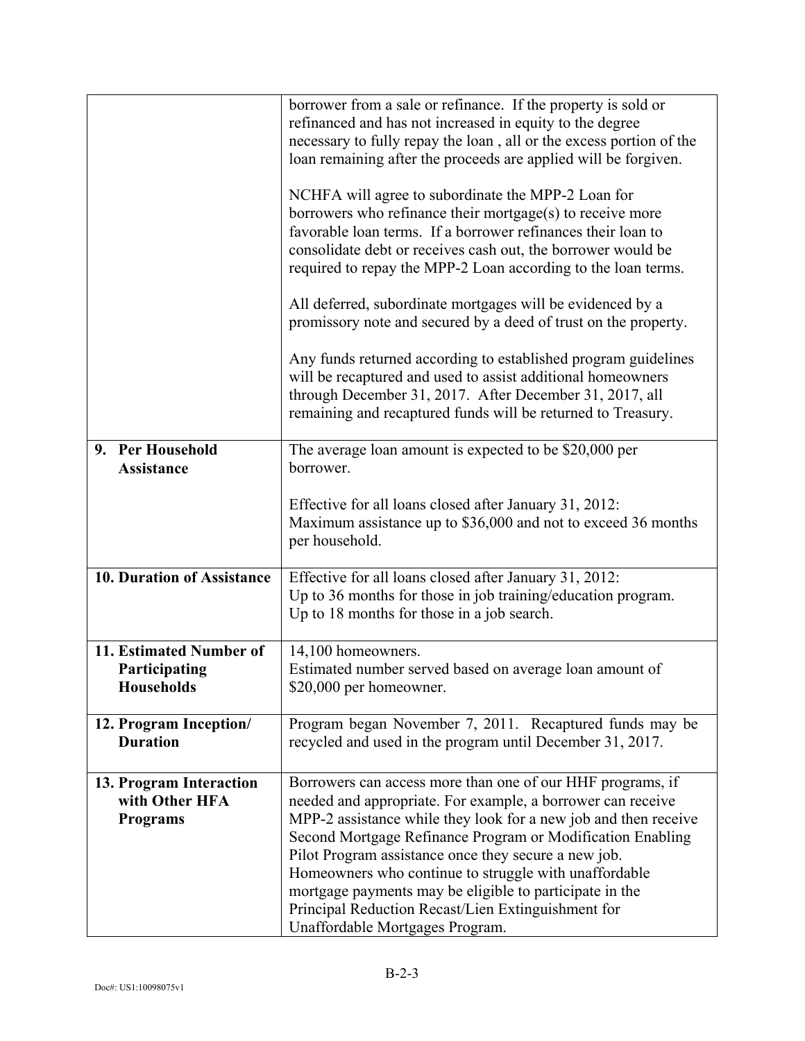| | |
|---|---|
| | borrower from a sale or refinance. If the property is sold or refinanced and has not increased in equity to the degree necessary to fully repay the loan , all or the excess portion of the loan remaining after the proceeds are applied will be forgiven.<br><br>NCHFA will agree to subordinate the MPP-2 Loan for borrowers who refinance their mortgage(s) to receive more favorable loan terms. If a borrower refinances their loan to consolidate debt or receives cash out, the borrower would be required to repay the MPP-2 Loan according to the loan terms.<br><br>All deferred, subordinate mortgages will be evidenced by a promissory note and secured by a deed of trust on the property.<br><br>Any funds returned according to established program guidelines will be recaptured and used to assist additional homeowners through December 31, 2017. After December 31, 2017, all remaining and recaptured funds will be returned to Treasury. |
| **9. Per Household Assistance** | The average loan amount is expected to be $20,000 per borrower.<br><br>Effective for all loans closed after January 31, 2012: Maximum assistance up to $36,000 and not to exceed 36 months per household. |
| **10. Duration of Assistance** | Effective for all loans closed after January 31, 2012:<br>Up to 36 months for those in job training/education program.<br>Up to 18 months for those in a job search. |
| **11. Estimated Number of Participating Households** | 14,100 homeowners.<br>Estimated number served based on average loan amount of $20,000 per homeowner. |
| **12. Program Inception/ Duration** | Program began November 7, 2011. Recaptured funds may be recycled and used in the program until December 31, 2017. |
| **13. Program Interaction with Other HFA Programs** | Borrowers can access more than one of our HHF programs, if needed and appropriate. For example, a borrower can receive MPP-2 assistance while they look for a new job and then receive Second Mortgage Refinance Program or Modification Enabling Pilot Program assistance once they secure a new job. Homeowners who continue to struggle with unaffordable mortgage payments may be eligible to participate in the Principal Reduction Recast/Lien Extinguishment for Unaffordable Mortgages Program. |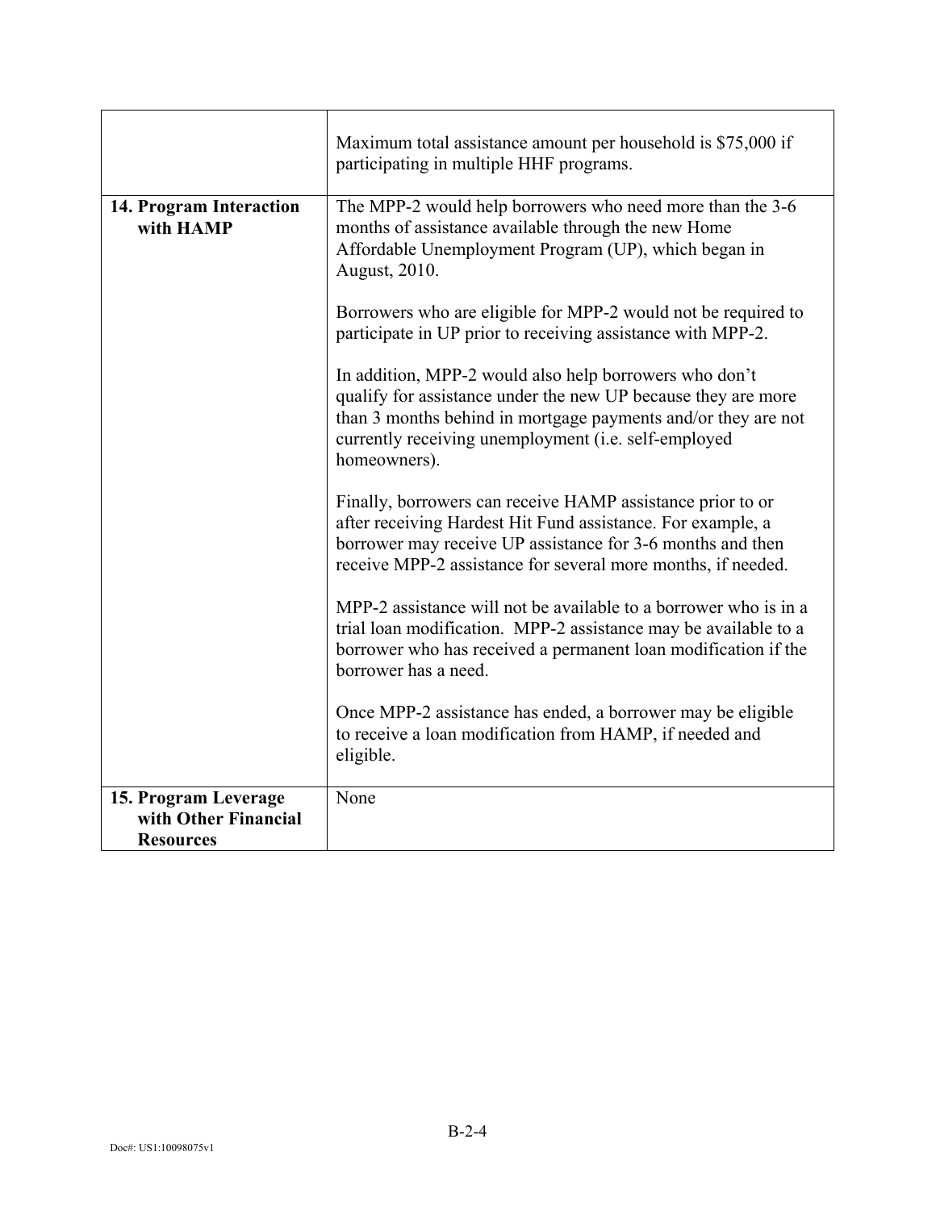| | |
|---|---|
| | Maximum total assistance amount per household is $75,000 if participating in multiple HHF programs. |
| **14. Program Interaction with HAMP** | The MPP-2 would help borrowers who need more than the 3-6 months of assistance available through the new Home Affordable Unemployment Program (UP), which began in August, 2010.<br><br>Borrowers who are eligible for MPP-2 would not be required to participate in UP prior to receiving assistance with MPP-2.<br><br>In addition, MPP-2 would also help borrowers who don't qualify for assistance under the new UP because they are more than 3 months behind in mortgage payments and/or they are not currently receiving unemployment (i.e. self-employed homeowners).<br><br>Finally, borrowers can receive HAMP assistance prior to or after receiving Hardest Hit Fund assistance. For example, a borrower may receive UP assistance for 3-6 months and then receive MPP-2 assistance for several more months, if needed.<br><br>MPP-2 assistance will not be available to a borrower who is in a trial loan modification. MPP-2 assistance may be available to a borrower who has received a permanent loan modification if the borrower has a need.<br><br>Once MPP-2 assistance has ended, a borrower may be eligible to receive a loan modification from HAMP, if needed and eligible. |
| **15. Program Leverage with Other Financial Resources** | None |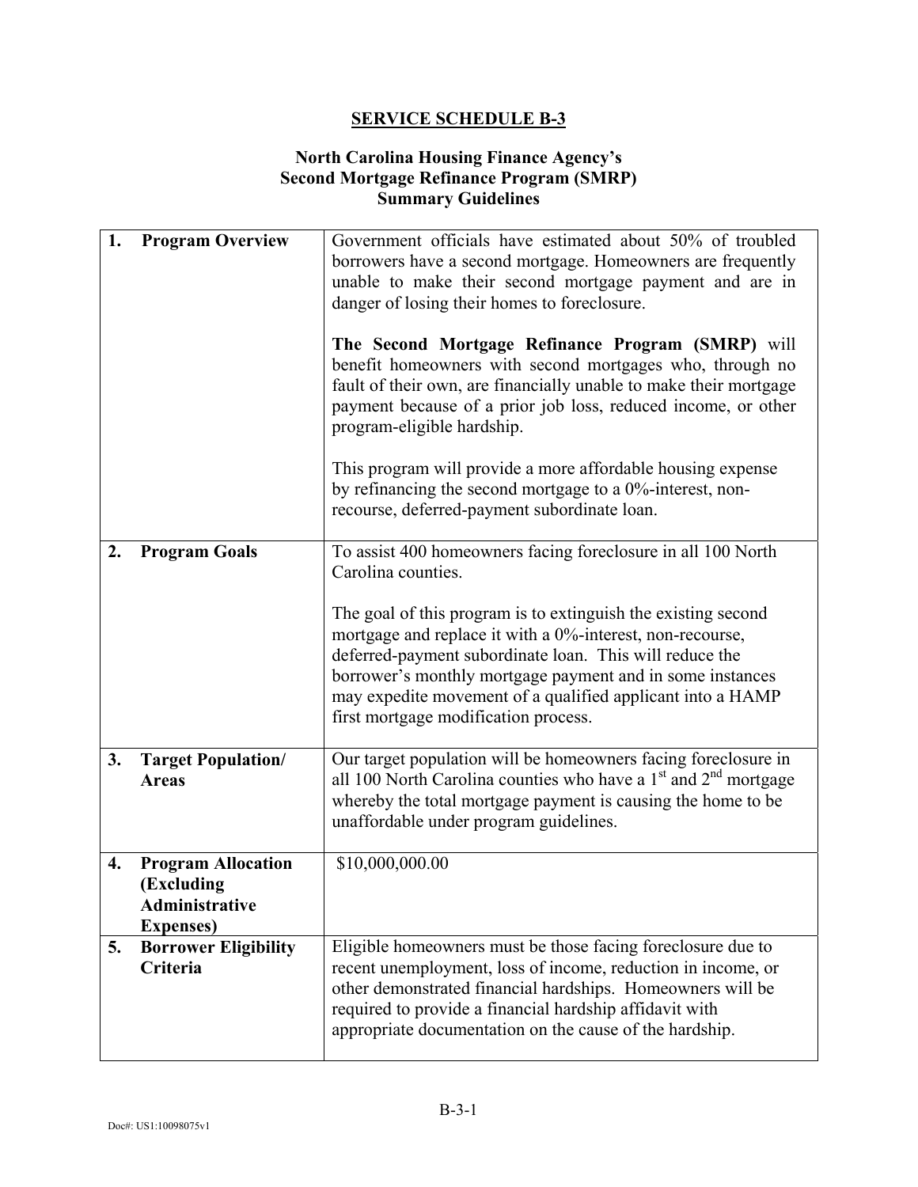# SERVICE SCHEDULE B-3

## North Carolina Housing Finance Agency's Second Mortgage Refinance Program (SMRP) Summary Guidelines

| | |
|---|---|
| **1. Program Overview** | Government officials have estimated about 50% of troubled borrowers have a second mortgage. Homeowners are frequently unable to make their second mortgage payment and are in danger of losing their homes to foreclosure.<br><br>**The Second Mortgage Refinance Program (SMRP)** will benefit homeowners with second mortgages who, through no fault of their own, are financially unable to make their mortgage payment because of a prior job loss, reduced income, or other program-eligible hardship.<br><br>This program will provide a more affordable housing expense by refinancing the second mortgage to a 0%-interest, non-recourse, deferred-payment subordinate loan. |
| **2. Program Goals** | To assist 400 homeowners facing foreclosure in all 100 North Carolina counties.<br><br>The goal of this program is to extinguish the existing second mortgage and replace it with a 0%-interest, non-recourse, deferred-payment subordinate loan. This will reduce the borrower's monthly mortgage payment and in some instances may expedite movement of a qualified applicant into a HAMP first mortgage modification process. |
| **3. Target Population/ Areas** | Our target population will be homeowners facing foreclosure in all 100 North Carolina counties who have a 1st and 2nd mortgage whereby the total mortgage payment is causing the home to be unaffordable under program guidelines. |
| **4. Program Allocation (Excluding Administrative Expenses)** | $10,000,000.00 |
| **5. Borrower Eligibility Criteria** | Eligible homeowners must be those facing foreclosure due to recent unemployment, loss of income, reduction in income, or other demonstrated financial hardships. Homeowners will be required to provide a financial hardship affidavit with appropriate documentation on the cause of the hardship. |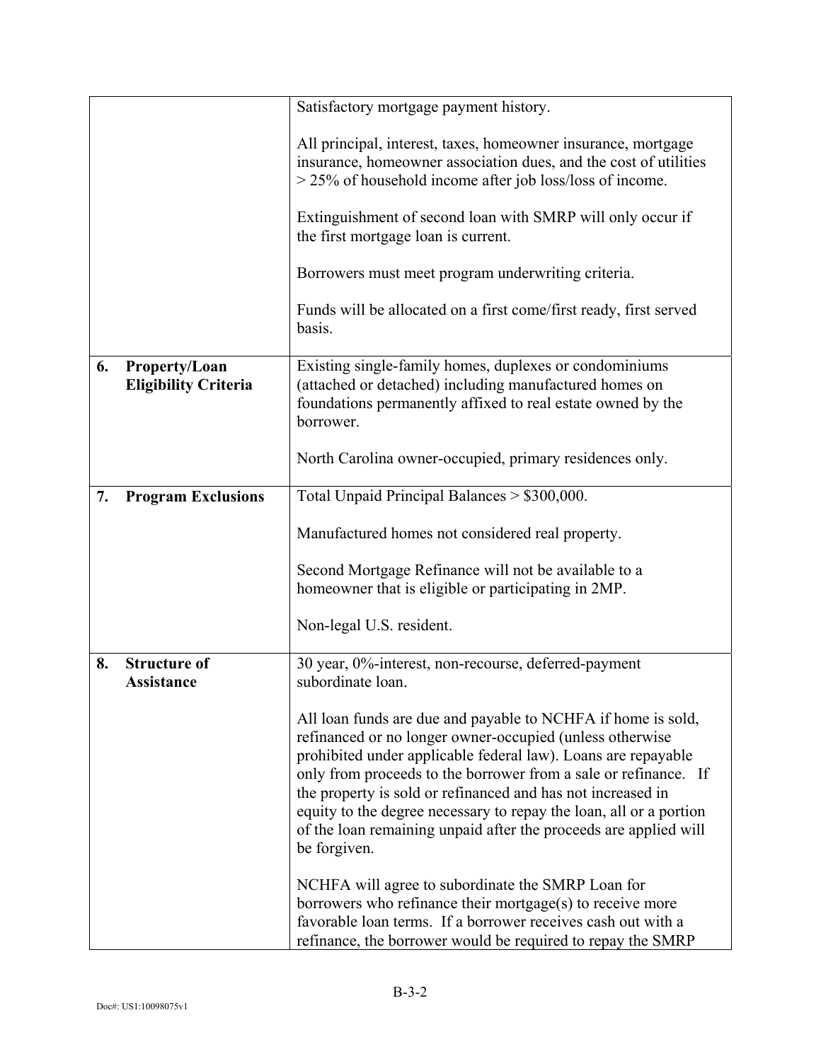| | |
|---|---|
| | Satisfactory mortgage payment history.<br><br>All principal, interest, taxes, homeowner insurance, mortgage insurance, homeowner association dues, and the cost of utilities > 25% of household income after job loss/loss of income.<br><br>Extinguishment of second loan with SMRP will only occur if the first mortgage loan is current.<br><br>Borrowers must meet program underwriting criteria.<br><br>Funds will be allocated on a first come/first ready, first served basis. |
| **6. Property/Loan Eligibility Criteria** | Existing single-family homes, duplexes or condominiums (attached or detached) including manufactured homes on foundations permanently affixed to real estate owned by the borrower.<br><br>North Carolina owner-occupied, primary residences only. |
| **7. Program Exclusions** | Total Unpaid Principal Balances > $300,000.<br><br>Manufactured homes not considered real property.<br><br>Second Mortgage Refinance will not be available to a homeowner that is eligible or participating in 2MP.<br><br>Non-legal U.S. resident. |
| **8. Structure of Assistance** | 30 year, 0%-interest, non-recourse, deferred-payment subordinate loan.<br><br>All loan funds are due and payable to NCHFA if home is sold, refinanced or no longer owner-occupied (unless otherwise prohibited under applicable federal law). Loans are repayable only from proceeds to the borrower from a sale or refinance. If the property is sold or refinanced and has not increased in equity to the degree necessary to repay the loan, all or a portion of the loan remaining unpaid after the proceeds are applied will be forgiven.<br><br>NCHFA will agree to subordinate the SMRP Loan for borrowers who refinance their mortgage(s) to receive more favorable loan terms. If a borrower receives cash out with a refinance, the borrower would be required to repay the SMRP |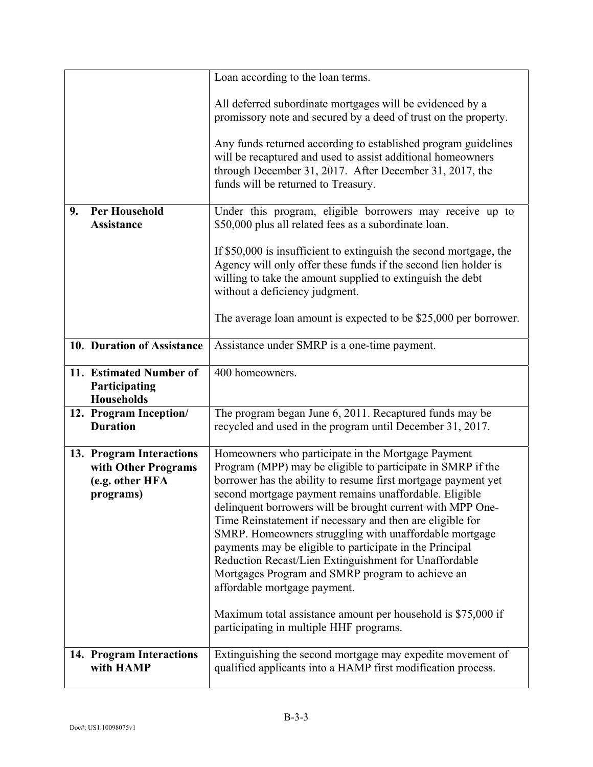| | |
|---|---|
| | Loan according to the loan terms.<br><br>All deferred subordinate mortgages will be evidenced by a promissory note and secured by a deed of trust on the property.<br><br>Any funds returned according to established program guidelines will be recaptured and used to assist additional homeowners through December 31, 2017. After December 31, 2017, the funds will be returned to Treasury. |
| **9. Per Household Assistance** | Under this program, eligible borrowers may receive up to $50,000 plus all related fees as a subordinate loan.<br><br>If $50,000 is insufficient to extinguish the second mortgage, the Agency will only offer these funds if the second lien holder is willing to take the amount supplied to extinguish the debt without a deficiency judgment.<br><br>The average loan amount is expected to be $25,000 per borrower. |
| **10. Duration of Assistance** | Assistance under SMRP is a one-time payment. |
| **11. Estimated Number of Participating Households** | 400 homeowners. |
| **12. Program Inception/ Duration** | The program began June 6, 2011. Recaptured funds may be recycled and used in the program until December 31, 2017. |
| **13. Program Interactions with Other Programs (e.g. other HFA programs)** | Homeowners who participate in the Mortgage Payment Program (MPP) may be eligible to participate in SMRP if the borrower has the ability to resume first mortgage payment yet second mortgage payment remains unaffordable. Eligible delinquent borrowers will be brought current with MPP One-Time Reinstatement if necessary and then are eligible for SMRP. Homeowners struggling with unaffordable mortgage payments may be eligible to participate in the Principal Reduction Recast/Lien Extinguishment for Unaffordable Mortgages Program and SMRP program to achieve an affordable mortgage payment.<br><br>Maximum total assistance amount per household is $75,000 if participating in multiple HHF programs. |
| **14. Program Interactions with HAMP** | Extinguishing the second mortgage may expedite movement of qualified applicants into a HAMP first modification process. |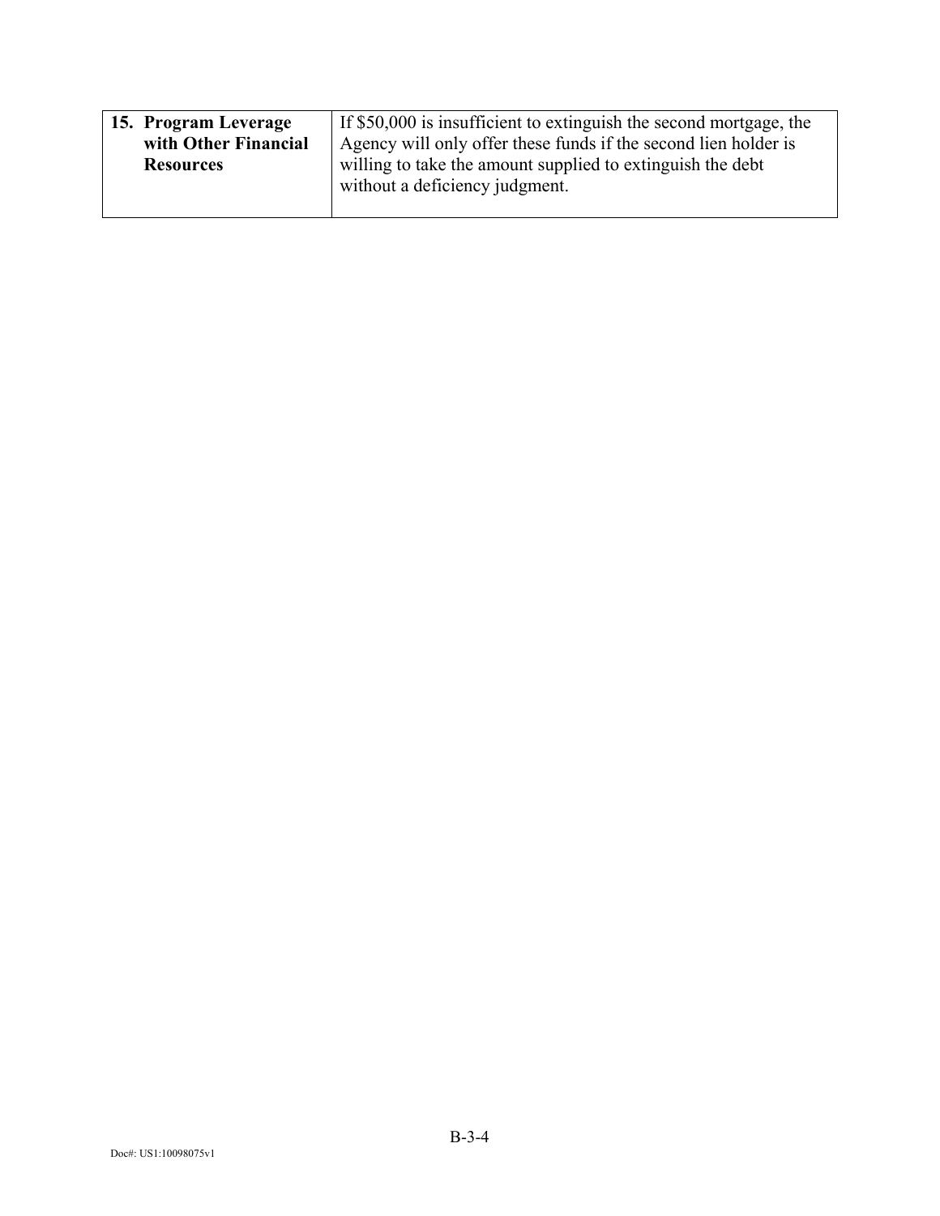| | |
|---|---|
| **15. Program Leverage with Other Financial Resources** | If $50,000 is insufficient to extinguish the second mortgage, the Agency will only offer these funds if the second lien holder is willing to take the amount supplied to extinguish the debt without a deficiency judgment. |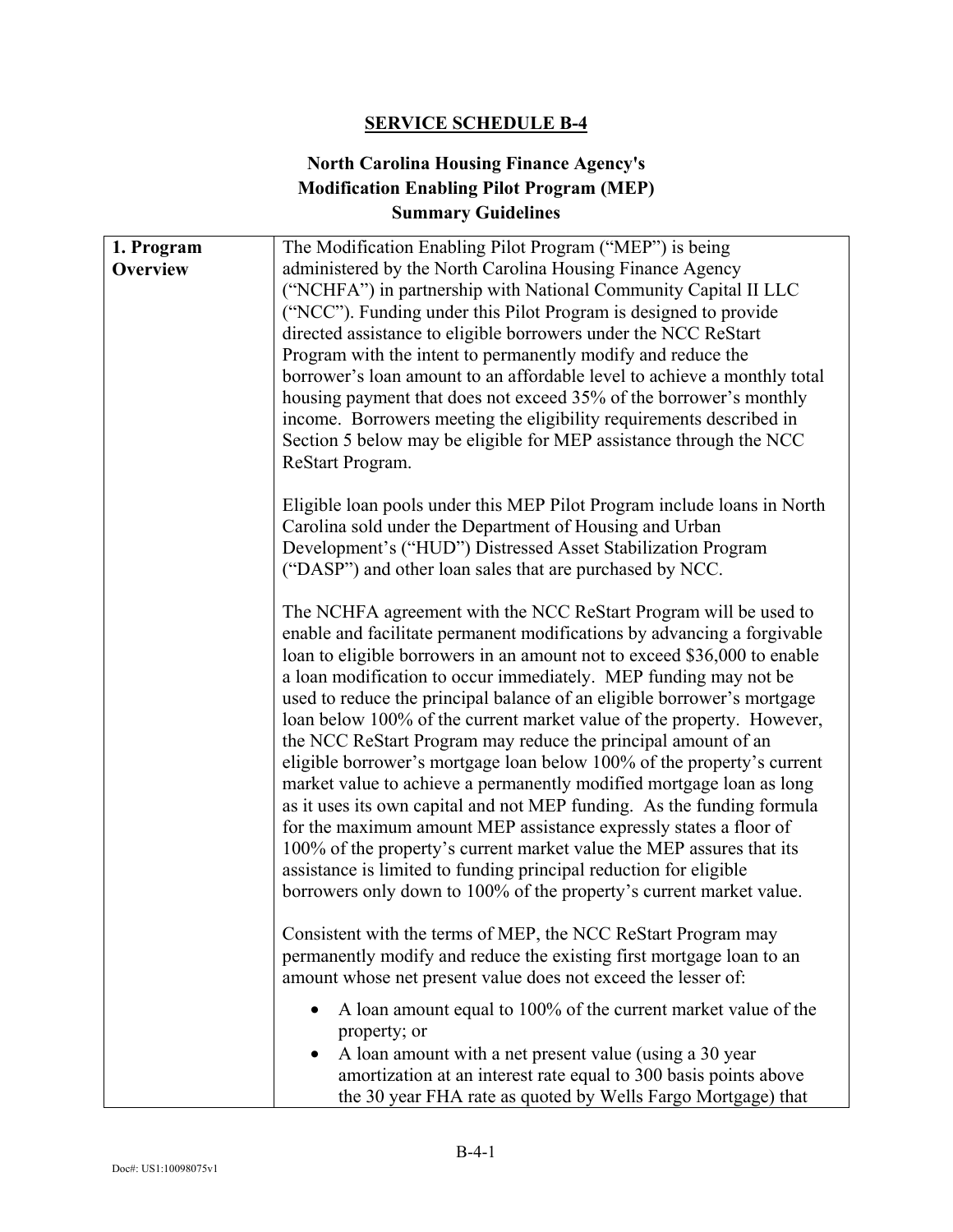## SERVICE SCHEDULE B-4

### North Carolina Housing Finance Agency's Modification Enabling Pilot Program (MEP) Summary Guidelines

| | |
|---|---|
| **1. Program Overview** | The Modification Enabling Pilot Program ("MEP") is being administered by the North Carolina Housing Finance Agency ("NCHFA") in partnership with National Community Capital II LLC ("NCC"). Funding under this Pilot Program is designed to provide directed assistance to eligible borrowers under the NCC ReStart Program with the intent to permanently modify and reduce the borrower's loan amount to an affordable level to achieve a monthly total housing payment that does not exceed 35% of the borrower's monthly income. Borrowers meeting the eligibility requirements described in Section 5 below may be eligible for MEP assistance through the NCC ReStart Program.<br><br>Eligible loan pools under this MEP Pilot Program include loans in North Carolina sold under the Department of Housing and Urban Development's ("HUD") Distressed Asset Stabilization Program ("DASP") and other loan sales that are purchased by NCC.<br><br>The NCHFA agreement with the NCC ReStart Program will be used to enable and facilitate permanent modifications by advancing a forgivable loan to eligible borrowers in an amount not to exceed $36,000 to enable a loan modification to occur immediately. MEP funding may not be used to reduce the principal balance of an eligible borrower's mortgage loan below 100% of the current market value of the property. However, the NCC ReStart Program may reduce the principal amount of an eligible borrower's mortgage loan below 100% of the property's current market value to achieve a permanently modified mortgage loan as long as it uses its own capital and not MEP funding. As the funding formula for the maximum amount MEP assistance expressly states a floor of 100% of the property's current market value the MEP assures that its assistance is limited to funding principal reduction for eligible borrowers only down to 100% of the property's current market value.<br><br>Consistent with the terms of MEP, the NCC ReStart Program may permanently modify and reduce the existing first mortgage loan to an amount whose net present value does not exceed the lesser of:<br><br>• A loan amount equal to 100% of the current market value of the property; or<br>• A loan amount with a net present value (using a 30 year amortization at an interest rate equal to 300 basis points above the 30 year FHA rate as quoted by Wells Fargo Mortgage) that |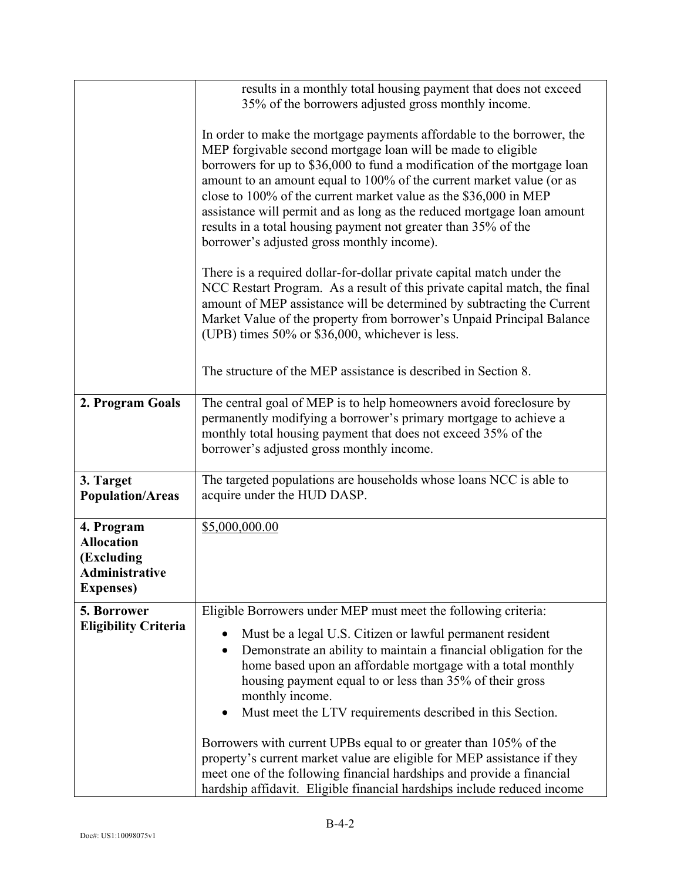| | |
|---|---|
| | results in a monthly total housing payment that does not exceed 35% of the borrowers adjusted gross monthly income.<br><br>In order to make the mortgage payments affordable to the borrower, the MEP forgivable second mortgage loan will be made to eligible borrowers for up to \$36,000 to fund a modification of the mortgage loan amount to an amount equal to 100% of the current market value (or as close to 100% of the current market value as the \$36,000 in MEP assistance will permit and as long as the reduced mortgage loan amount results in a total housing payment not greater than 35% of the borrower's adjusted gross monthly income).<br><br>There is a required dollar-for-dollar private capital match under the NCC Restart Program. As a result of this private capital match, the final amount of MEP assistance will be determined by subtracting the Current Market Value of the property from borrower's Unpaid Principal Balance (UPB) times 50% or \$36,000, whichever is less.<br><br>The structure of the MEP assistance is described in Section 8. |
| **2. Program Goals** | The central goal of MEP is to help homeowners avoid foreclosure by permanently modifying a borrower's primary mortgage to achieve a monthly total housing payment that does not exceed 35% of the borrower's adjusted gross monthly income. |
| **3. Target Population/Areas** | The targeted populations are households whose loans NCC is able to acquire under the HUD DASP. |
| **4. Program Allocation (Excluding Administrative Expenses)** | \$5,000,000.00 |
| **5. Borrower Eligibility Criteria** | Eligible Borrowers under MEP must meet the following criteria:<br><br>• Must be a legal U.S. Citizen or lawful permanent resident<br>• Demonstrate an ability to maintain a financial obligation for the home based upon an affordable mortgage with a total monthly housing payment equal to or less than 35% of their gross monthly income.<br>• Must meet the LTV requirements described in this Section.<br><br>Borrowers with current UPBs equal to or greater than 105% of the property's current market value are eligible for MEP assistance if they meet one of the following financial hardships and provide a financial hardship affidavit. Eligible financial hardships include reduced income |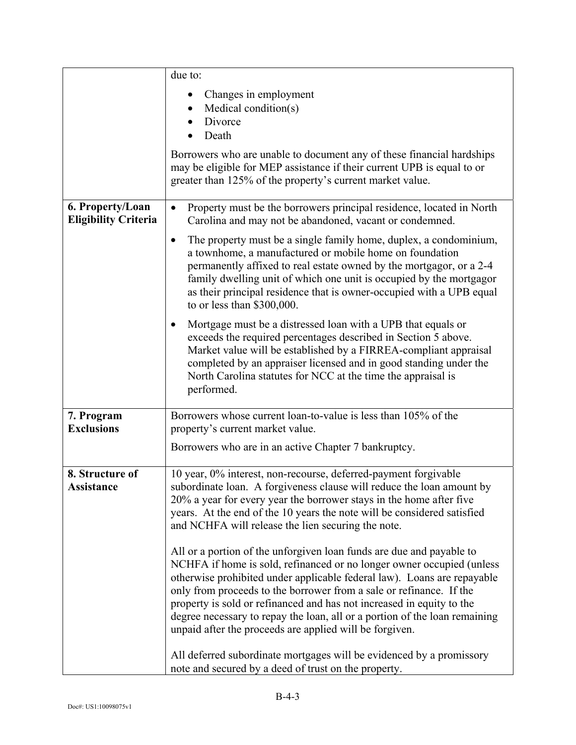| | |
|---|---|
| | due to:<br>• Changes in employment<br>• Medical condition(s)<br>• Divorce<br>• Death<br><br>Borrowers who are unable to document any of these financial hardships may be eligible for MEP assistance if their current UPB is equal to or greater than 125% of the property's current market value. |
| **6. Property/Loan Eligibility Criteria** | • Property must be the borrowers principal residence, located in North Carolina and may not be abandoned, vacant or condemned.<br><br>• The property must be a single family home, duplex, a condominium, a townhome, a manufactured or mobile home on foundation permanently affixed to real estate owned by the mortgagor, or a 2-4 family dwelling unit of which one unit is occupied by the mortgagor as their principal residence that is owner-occupied with a UPB equal to or less than \$300,000.<br><br>• Mortgage must be a distressed loan with a UPB that equals or exceeds the required percentages described in Section 5 above. Market value will be established by a FIRREA-compliant appraisal completed by an appraiser licensed and in good standing under the North Carolina statutes for NCC at the time the appraisal is performed. |
| **7. Program Exclusions** | Borrowers whose current loan-to-value is less than 105% of the property's current market value.<br><br>Borrowers who are in an active Chapter 7 bankruptcy. |
| **8. Structure of Assistance** | 10 year, 0% interest, non-recourse, deferred-payment forgivable subordinate loan. A forgiveness clause will reduce the loan amount by 20% a year for every year the borrower stays in the home after five years. At the end of the 10 years the note will be considered satisfied and NCHFA will release the lien securing the note.<br><br>All or a portion of the unforgiven loan funds are due and payable to NCHFA if home is sold, refinanced or no longer owner occupied (unless otherwise prohibited under applicable federal law). Loans are repayable only from proceeds to the borrower from a sale or refinance. If the property is sold or refinanced and has not increased in equity to the degree necessary to repay the loan, all or a portion of the loan remaining unpaid after the proceeds are applied will be forgiven.<br><br>All deferred subordinate mortgages will be evidenced by a promissory note and secured by a deed of trust on the property. |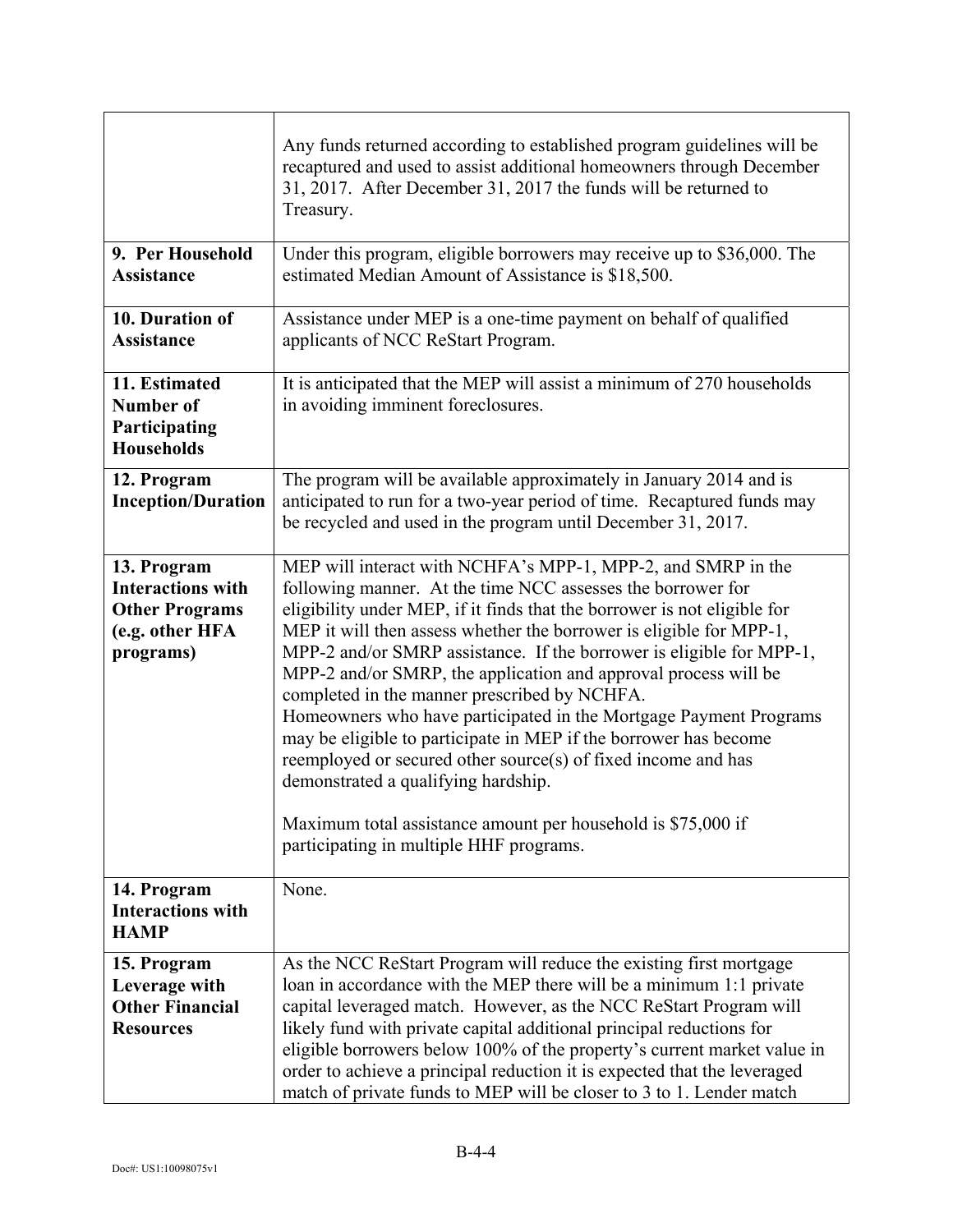| | |
|---|---|
| | Any funds returned according to established program guidelines will be recaptured and used to assist additional homeowners through December 31, 2017. After December 31, 2017 the funds will be returned to Treasury. |
| **9. Per Household Assistance** | Under this program, eligible borrowers may receive up to \$36,000. The estimated Median Amount of Assistance is \$18,500. |
| **10. Duration of Assistance** | Assistance under MEP is a one-time payment on behalf of qualified applicants of NCC ReStart Program. |
| **11. Estimated Number of Participating Households** | It is anticipated that the MEP will assist a minimum of 270 households in avoiding imminent foreclosures. |
| **12. Program Inception/Duration** | The program will be available approximately in January 2014 and is anticipated to run for a two-year period of time. Recaptured funds may be recycled and used in the program until December 31, 2017. |
| **13. Program Interactions with Other Programs (e.g. other HFA programs)** | MEP will interact with NCHFA's MPP-1, MPP-2, and SMRP in the following manner. At the time NCC assesses the borrower for eligibility under MEP, if it finds that the borrower is not eligible for MEP it will then assess whether the borrower is eligible for MPP-1, MPP-2 and/or SMRP assistance. If the borrower is eligible for MPP-1, MPP-2 and/or SMRP, the application and approval process will be completed in the manner prescribed by NCHFA.<br>Homeowners who have participated in the Mortgage Payment Programs may be eligible to participate in MEP if the borrower has become reemployed or secured other source(s) of fixed income and has demonstrated a qualifying hardship.<br><br>Maximum total assistance amount per household is \$75,000 if participating in multiple HHF programs. |
| **14. Program Interactions with HAMP** | None. |
| **15. Program Leverage with Other Financial Resources** | As the NCC ReStart Program will reduce the existing first mortgage loan in accordance with the MEP there will be a minimum 1:1 private capital leveraged match. However, as the NCC ReStart Program will likely fund with private capital additional principal reductions for eligible borrowers below 100% of the property's current market value in order to achieve a principal reduction it is expected that the leveraged match of private funds to MEP will be closer to 3 to 1. Lender match |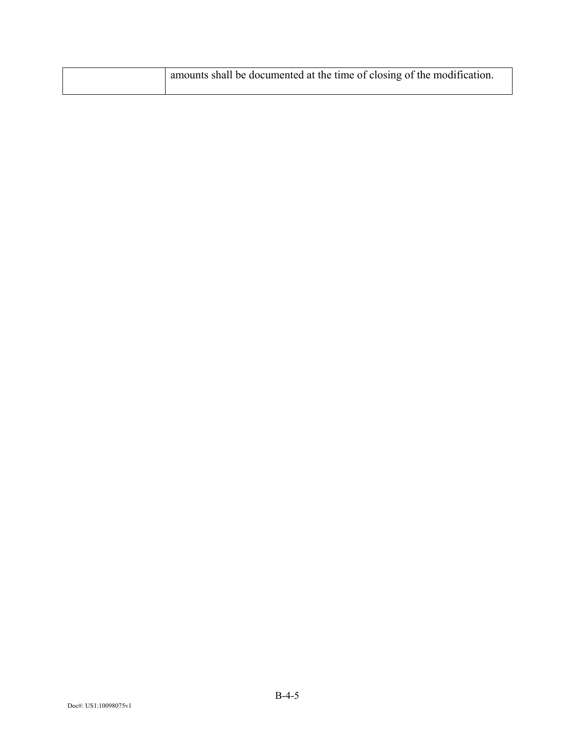| | |
|---|---|
| | amounts shall be documented at the time of closing of the modification. |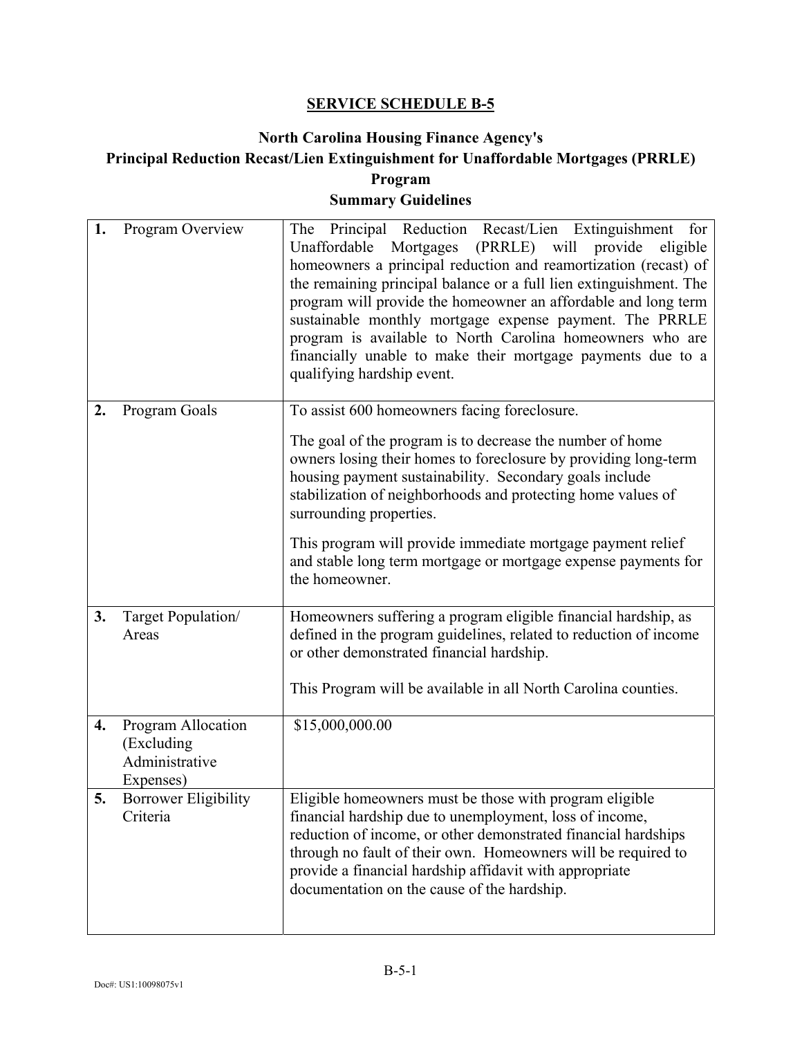## SERVICE SCHEDULE B-5

### North Carolina Housing Finance Agency's Principal Reduction Recast/Lien Extinguishment for Unaffordable Mortgages (PRRLE) Program Summary Guidelines

| | |
|---|---|
| **1.** Program Overview | The Principal Reduction Recast/Lien Extinguishment for Unaffordable Mortgages (PRRLE) will provide eligible homeowners a principal reduction and reamortization (recast) of the remaining principal balance or a full lien extinguishment. The program will provide the homeowner an affordable and long term sustainable monthly mortgage expense payment. The PRRLE program is available to North Carolina homeowners who are financially unable to make their mortgage payments due to a qualifying hardship event. |
| **2.** Program Goals | To assist 600 homeowners facing foreclosure.<br><br>The goal of the program is to decrease the number of home owners losing their homes to foreclosure by providing long-term housing payment sustainability. Secondary goals include stabilization of neighborhoods and protecting home values of surrounding properties.<br><br>This program will provide immediate mortgage payment relief and stable long term mortgage or mortgage expense payments for the homeowner. |
| **3.** Target Population/ Areas | Homeowners suffering a program eligible financial hardship, as defined in the program guidelines, related to reduction of income or other demonstrated financial hardship.<br><br>This Program will be available in all North Carolina counties. |
| **4.** Program Allocation (Excluding Administrative Expenses) | $15,000,000.00 |
| **5.** Borrower Eligibility Criteria | Eligible homeowners must be those with program eligible financial hardship due to unemployment, loss of income, reduction of income, or other demonstrated financial hardships through no fault of their own. Homeowners will be required to provide a financial hardship affidavit with appropriate documentation on the cause of the hardship. |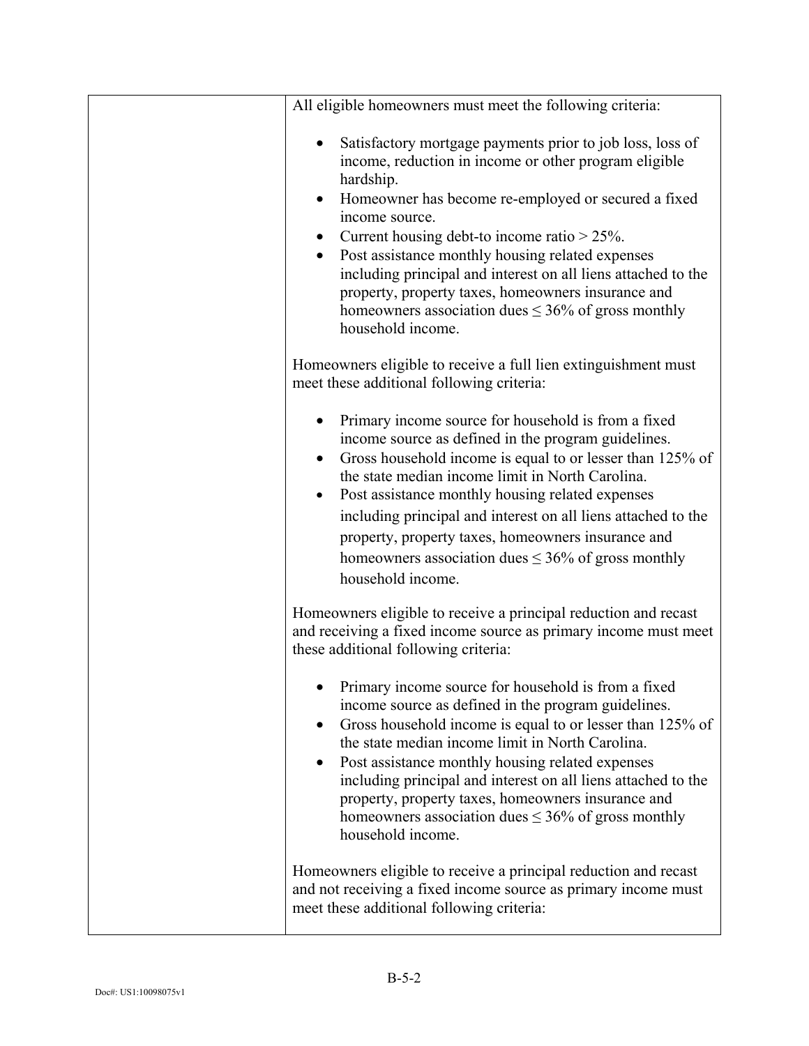| | |
|---|---|
| | All eligible homeowners must meet the following criteria:<br><br>• Satisfactory mortgage payments prior to job loss, loss of income, reduction in income or other program eligible hardship.<br>• Homeowner has become re-employed or secured a fixed income source.<br>• Current housing debt-to income ratio > 25%.<br>• Post assistance monthly housing related expenses including principal and interest on all liens attached to the property, property taxes, homeowners insurance and homeowners association dues ≤ 36% of gross monthly household income.<br><br>Homeowners eligible to receive a full lien extinguishment must meet these additional following criteria:<br><br>• Primary income source for household is from a fixed income source as defined in the program guidelines.<br>• Gross household income is equal to or lesser than 125% of the state median income limit in North Carolina.<br>• Post assistance monthly housing related expenses including principal and interest on all liens attached to the property, property taxes, homeowners insurance and homeowners association dues ≤ 36% of gross monthly household income.<br><br>Homeowners eligible to receive a principal reduction and recast and receiving a fixed income source as primary income must meet these additional following criteria:<br><br>• Primary income source for household is from a fixed income source as defined in the program guidelines.<br>• Gross household income is equal to or lesser than 125% of the state median income limit in North Carolina.<br>• Post assistance monthly housing related expenses including principal and interest on all liens attached to the property, property taxes, homeowners insurance and homeowners association dues ≤ 36% of gross monthly household income.<br><br>Homeowners eligible to receive a principal reduction and recast and not receiving a fixed income source as primary income must meet these additional following criteria: |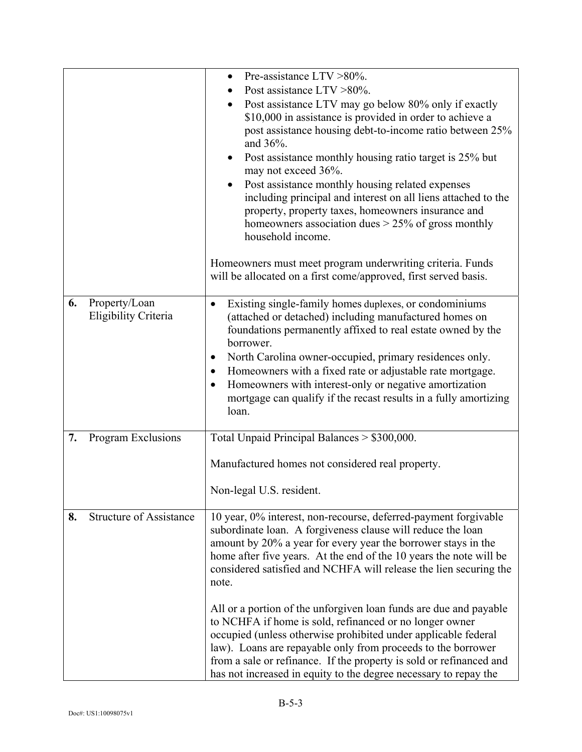|  |  |
|---|---|
|  | • Pre-assistance LTV >80%.<br>• Post assistance LTV >80%.<br>• Post assistance LTV may go below 80% only if exactly \$10,000 in assistance is provided in order to achieve a post assistance housing debt-to-income ratio between 25% and 36%.<br>• Post assistance monthly housing ratio target is 25% but may not exceed 36%.<br>• Post assistance monthly housing related expenses including principal and interest on all liens attached to the property, property taxes, homeowners insurance and homeowners association dues > 25% of gross monthly household income.<br><br>Homeowners must meet program underwriting criteria. Funds will be allocated on a first come/approved, first served basis. |
| **6.** Property/Loan Eligibility Criteria | • Existing single-family homes duplexes, or condominiums (attached or detached) including manufactured homes on foundations permanently affixed to real estate owned by the borrower.<br>• North Carolina owner-occupied, primary residences only.<br>• Homeowners with a fixed rate or adjustable rate mortgage.<br>• Homeowners with interest-only or negative amortization mortgage can qualify if the recast results in a fully amortizing loan. |
| **7.** Program Exclusions | Total Unpaid Principal Balances > \$300,000.<br><br>Manufactured homes not considered real property.<br><br>Non-legal U.S. resident. |
| **8.** Structure of Assistance | 10 year, 0% interest, non-recourse, deferred-payment forgivable subordinate loan. A forgiveness clause will reduce the loan amount by 20% a year for every year the borrower stays in the home after five years. At the end of the 10 years the note will be considered satisfied and NCHFA will release the lien securing the note.<br><br>All or a portion of the unforgiven loan funds are due and payable to NCHFA if home is sold, refinanced or no longer owner occupied (unless otherwise prohibited under applicable federal law). Loans are repayable only from proceeds to the borrower from a sale or refinance. If the property is sold or refinanced and has not increased in equity to the degree necessary to repay the |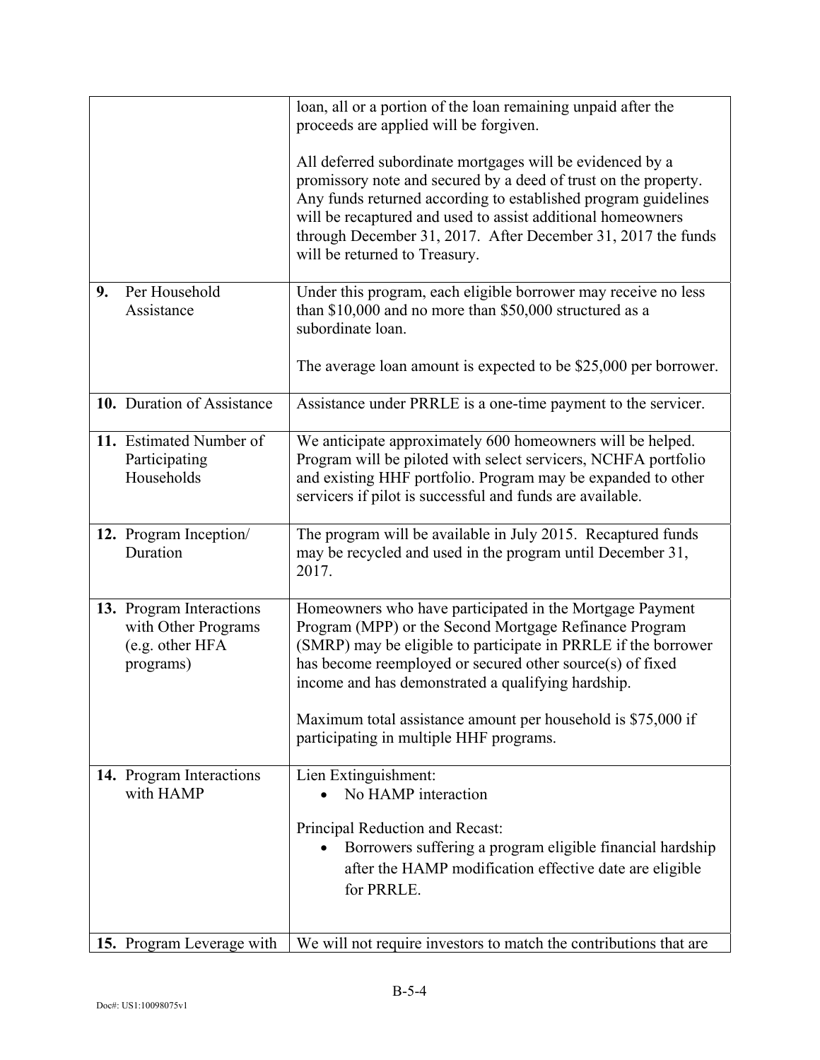| | |
|---|---|
| | loan, all or a portion of the loan remaining unpaid after the proceeds are applied will be forgiven.<br><br>All deferred subordinate mortgages will be evidenced by a promissory note and secured by a deed of trust on the property. Any funds returned according to established program guidelines will be recaptured and used to assist additional homeowners through December 31, 2017. After December 31, 2017 the funds will be returned to Treasury. |
| **9.** Per Household Assistance | Under this program, each eligible borrower may receive no less than $10,000 and no more than $50,000 structured as a subordinate loan.<br><br>The average loan amount is expected to be $25,000 per borrower. |
| **10.** Duration of Assistance | Assistance under PRRLE is a one-time payment to the servicer. |
| **11.** Estimated Number of Participating Households | We anticipate approximately 600 homeowners will be helped. Program will be piloted with select servicers, NCHFA portfolio and existing HHF portfolio. Program may be expanded to other servicers if pilot is successful and funds are available. |
| **12.** Program Inception/ Duration | The program will be available in July 2015. Recaptured funds may be recycled and used in the program until December 31, 2017. |
| **13.** Program Interactions with Other Programs (e.g. other HFA programs) | Homeowners who have participated in the Mortgage Payment Program (MPP) or the Second Mortgage Refinance Program (SMRP) may be eligible to participate in PRRLE if the borrower has become reemployed or secured other source(s) of fixed income and has demonstrated a qualifying hardship.<br><br>Maximum total assistance amount per household is $75,000 if participating in multiple HHF programs. |
| **14.** Program Interactions with HAMP | Lien Extinguishment:<br>• No HAMP interaction<br><br>Principal Reduction and Recast:<br>• Borrowers suffering a program eligible financial hardship after the HAMP modification effective date are eligible for PRRLE. |
| **15.** Program Leverage with | We will not require investors to match the contributions that are |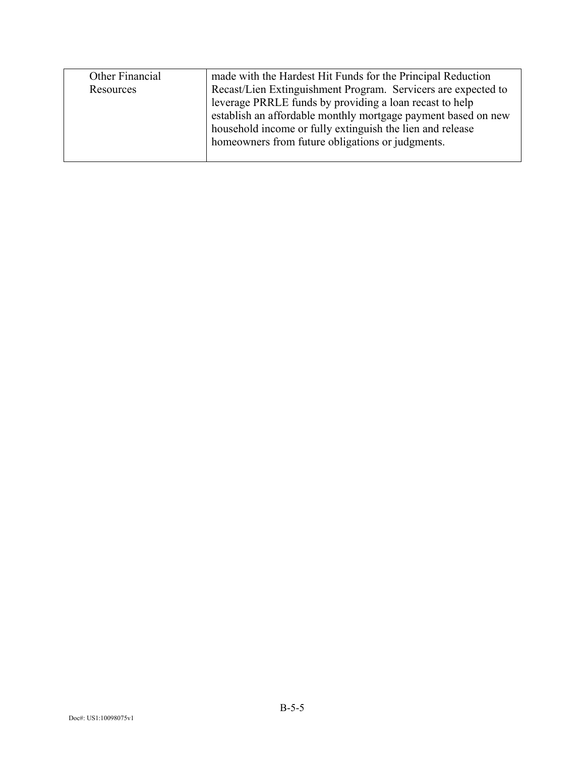| Other Financial Resources | made with the Hardest Hit Funds for the Principal Reduction Recast/Lien Extinguishment Program. Servicers are expected to leverage PRRLE funds by providing a loan recast to help establish an affordable monthly mortgage payment based on new household income or fully extinguish the lien and release homeowners from future obligations or judgments. |
|---|---|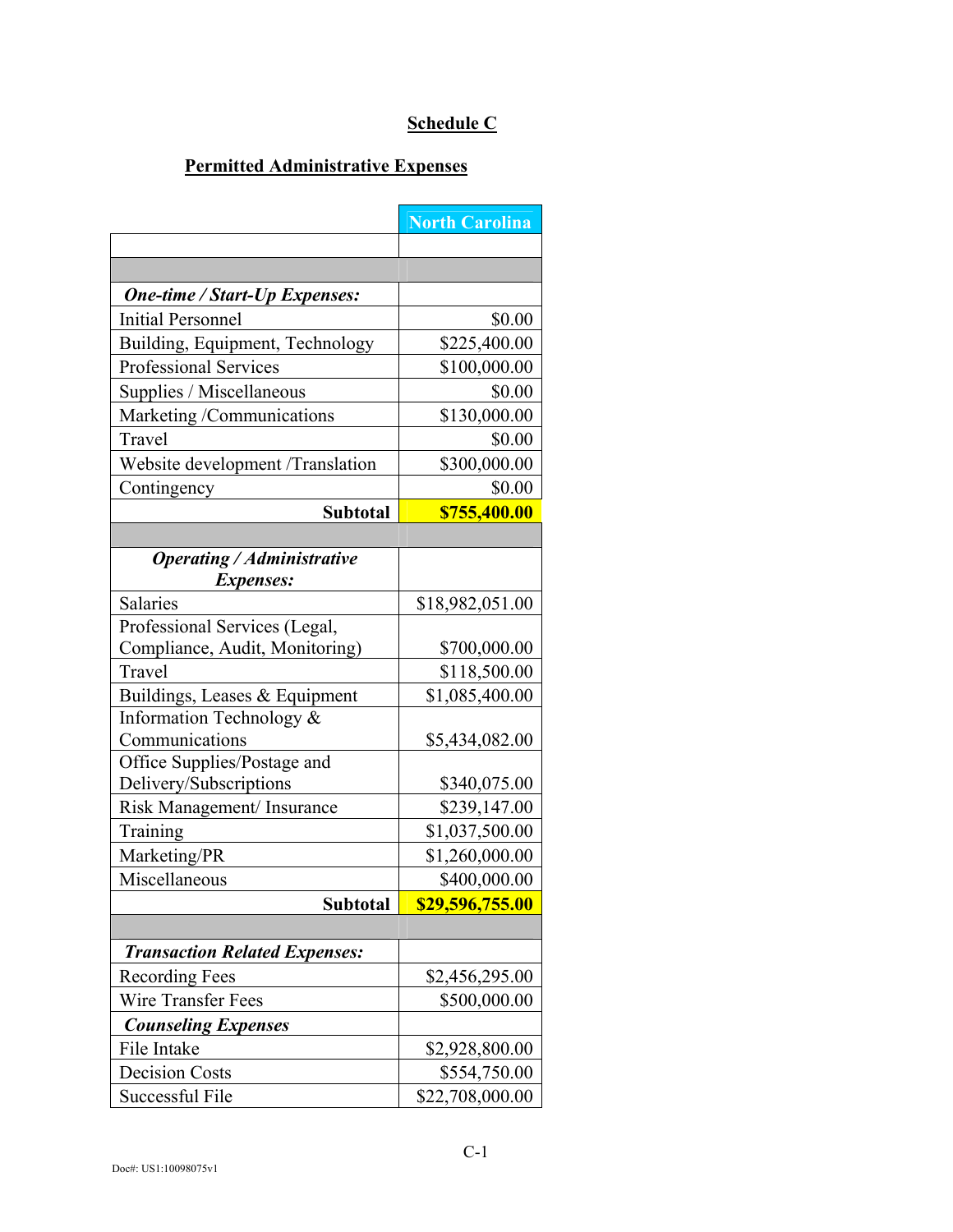**Schedule C**

**Permitted Administrative Expenses**

| | North Carolina |
|---|---|
| | |
| | |
| ***One-time / Start-Up Expenses:*** | |
| Initial Personnel | $0.00 |
| Building, Equipment, Technology | $225,400.00 |
| Professional Services | $100,000.00 |
| Supplies / Miscellaneous | $0.00 |
| Marketing /Communications | $130,000.00 |
| Travel | $0.00 |
| Website development /Translation | $300,000.00 |
| Contingency | $0.00 |
| **Subtotal** | **$755,400.00** |
| | |
| ***Operating / Administrative Expenses:*** | |
| Salaries | $18,982,051.00 |
| Professional Services (Legal, Compliance, Audit, Monitoring) | $700,000.00 |
| Travel | $118,500.00 |
| Buildings, Leases & Equipment | $1,085,400.00 |
| Information Technology & Communications | $5,434,082.00 |
| Office Supplies/Postage and Delivery/Subscriptions | $340,075.00 |
| Risk Management/ Insurance | $239,147.00 |
| Training | $1,037,500.00 |
| Marketing/PR | $1,260,000.00 |
| Miscellaneous | $400,000.00 |
| **Subtotal** | **$29,596,755.00** |
| | |
| ***Transaction Related Expenses:*** | |
| Recording Fees | $2,456,295.00 |
| Wire Transfer Fees | $500,000.00 |
| ***Counseling Expenses*** | |
| File Intake | $2,928,800.00 |
| Decision Costs | $554,750.00 |
| Successful File | $22,708,000.00 |

C-1

Doc#: US1:10098075v1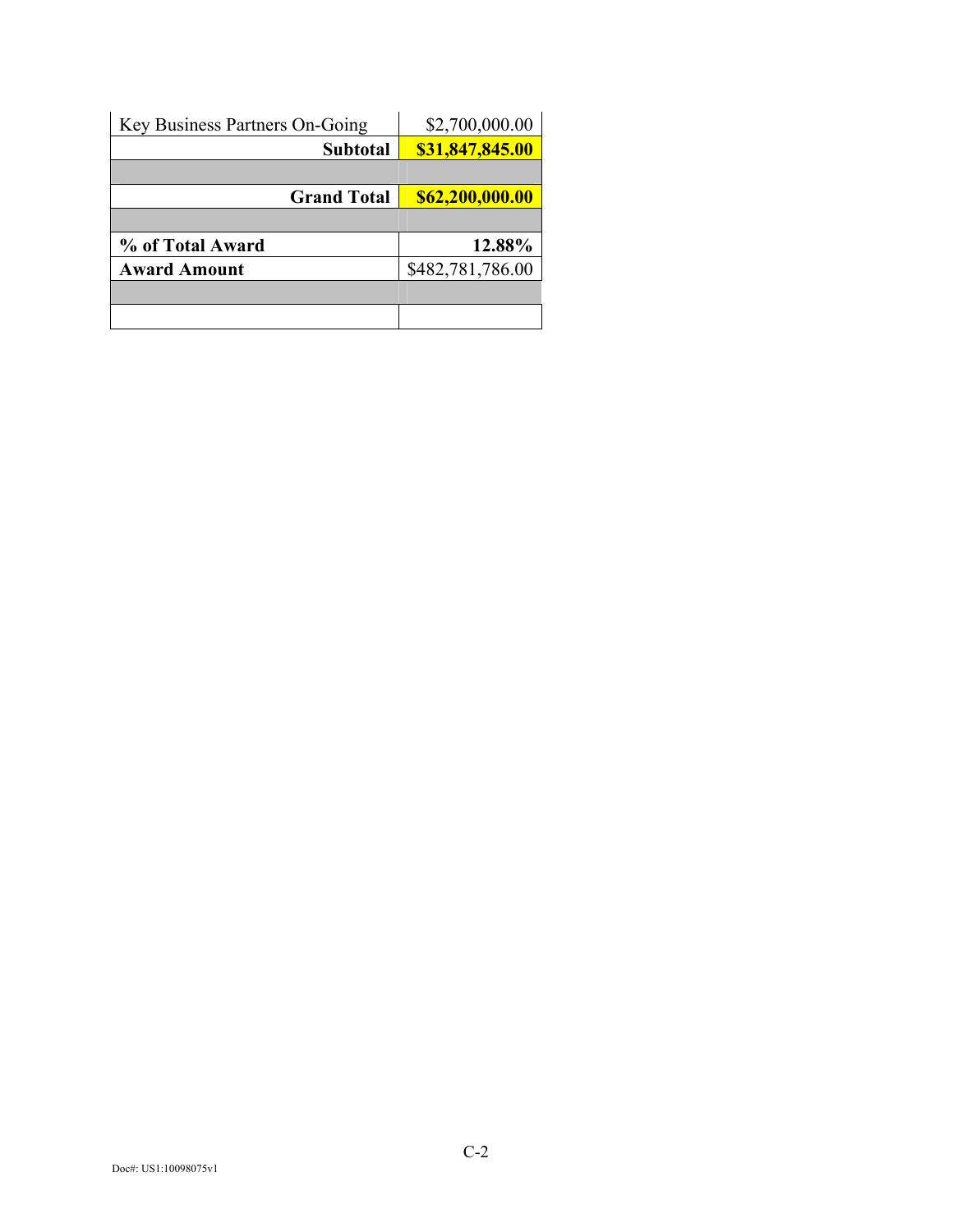| | |
|---|---|
| Key Business Partners On-Going | $2,700,000.00 |
| **Subtotal** | **$31,847,845.00** |
| | |
| **Grand Total** | **$62,200,000.00** |
| | |
| **% of Total Award** | **12.88%** |
| **Award Amount** | $482,781,786.00 |
| | |
| | |

Doc#: US1:10098075v1